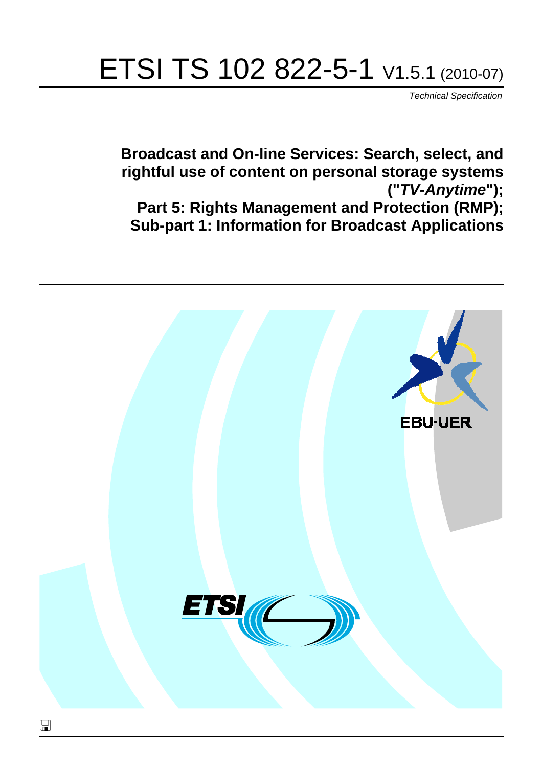# ETSI TS 102 822-5-1 V1.5.1 (2010-07)

*Technical Specification*

**Broadcast and On-line Services: Search, select, and rightful use of content on personal storage systems ("*TV-Anytime*"); Part 5: Rights Management and Protection (RMP); Sub-part 1: Information for Broadcast Applications**

EBU·UER

ETSI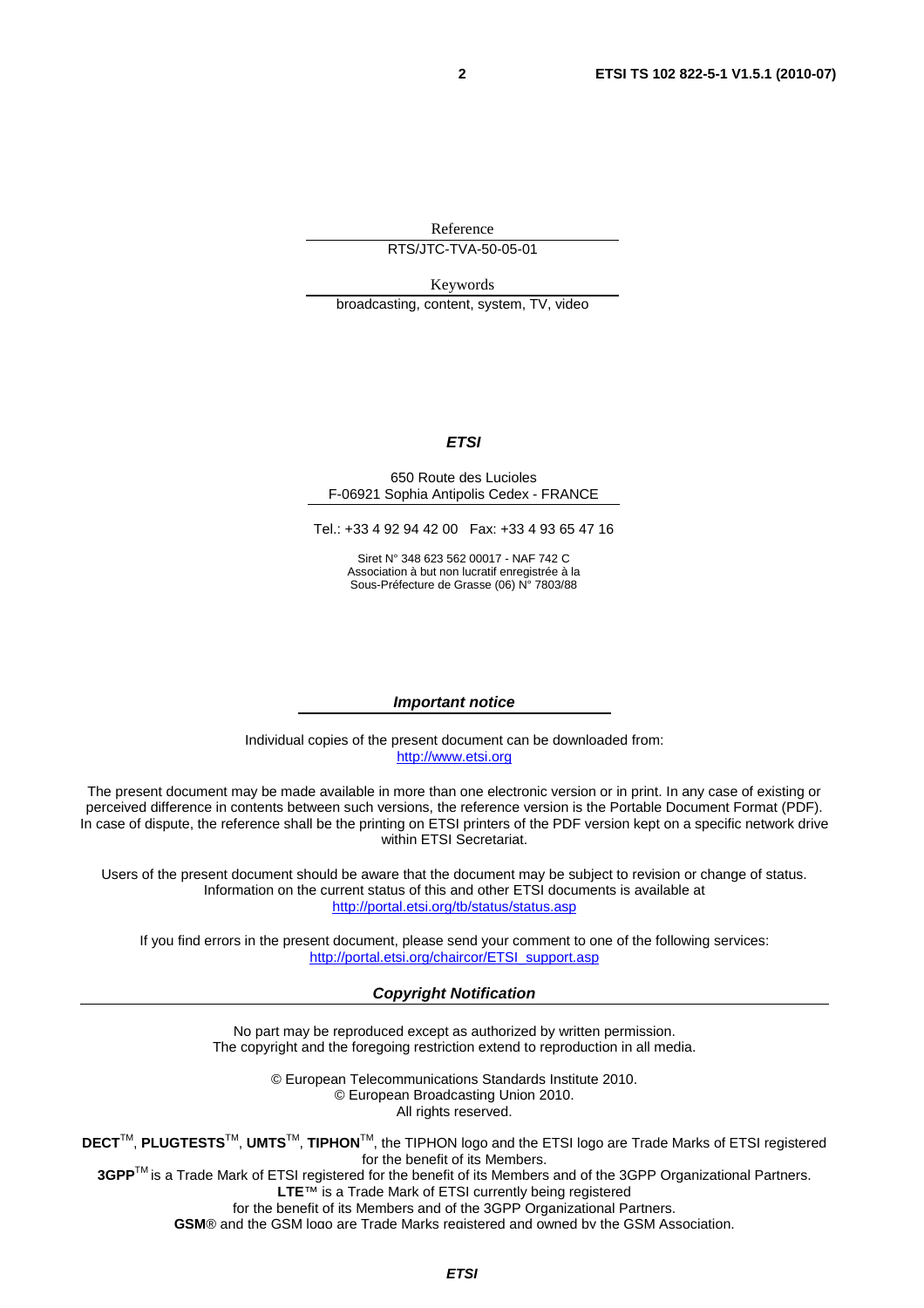Reference

RTS/JTC-TVA-50-05-01

Keywords

broadcasting, content, system, TV, video

***ETSI***

650 Route des Lucioles
F-06921 Sophia Antipolis Cedex - FRANCE

Tel.: +33 4 92 94 42 00 Fax: +33 4 93 65 47 16

Siret N° 348 623 562 00017 - NAF 742 C
Association à but non lucratif enregistrée à la
Sous-Préfecture de Grasse (06) N° 7803/88

***Important notice***

Individual copies of the present document can be downloaded from:
http://www.etsi.org

The present document may be made available in more than one electronic version or in print. In any case of existing or perceived difference in contents between such versions, the reference version is the Portable Document Format (PDF). In case of dispute, the reference shall be the printing on ETSI printers of the PDF version kept on a specific network drive within ETSI Secretariat.

Users of the present document should be aware that the document may be subject to revision or change of status. Information on the current status of this and other ETSI documents is available at
http://portal.etsi.org/tb/status/status.asp

If you find errors in the present document, please send your comment to one of the following services:
http://portal.etsi.org/chaircor/ETSI_support.asp

***Copyright Notification***

No part may be reproduced except as authorized by written permission.
The copyright and the foregoing restriction extend to reproduction in all media.

© European Telecommunications Standards Institute 2010.
© European Broadcasting Union 2010.
All rights reserved.

**DECT**™, **PLUGTESTS**™, **UMTS**™, **TIPHON**™, the TIPHON logo and the ETSI logo are Trade Marks of ETSI registered for the benefit of its Members.
**3GPP**™ is a Trade Mark of ETSI registered for the benefit of its Members and of the 3GPP Organizational Partners.
**LTE**™ is a Trade Mark of ETSI currently being registered
for the benefit of its Members and of the 3GPP Organizational Partners.
**GSM**® and the GSM logo are Trade Marks registered and owned by the GSM Association.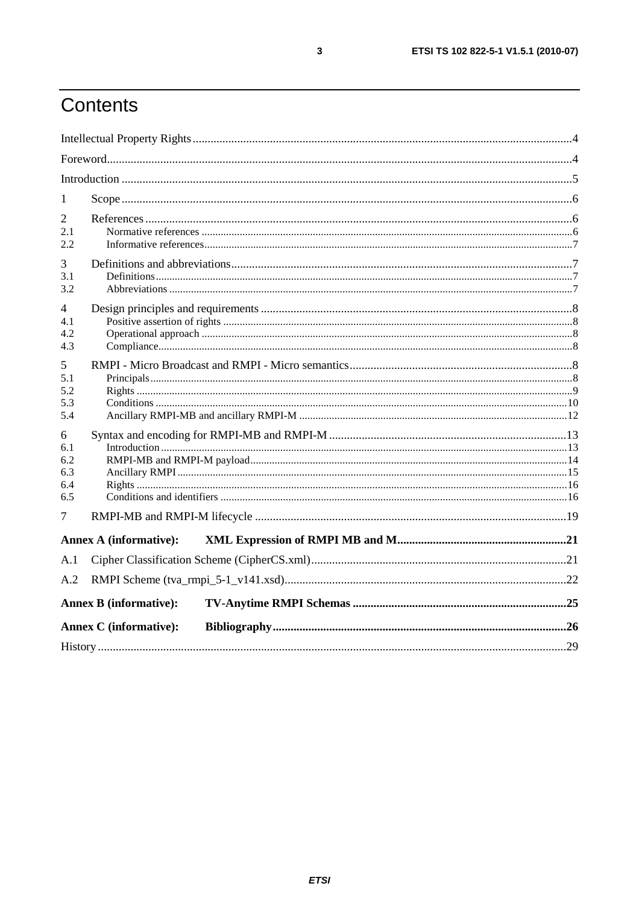# Contents

Intellectual Property Rights .......... 4
Foreword .......... 4
Introduction .......... 5
1 Scope .......... 6
2 References .......... 6
2.1 Normative references .......... 6
2.2 Informative references .......... 7
3 Definitions and abbreviations .......... 7
3.1 Definitions .......... 7
3.2 Abbreviations .......... 7
4 Design principles and requirements .......... 8
4.1 Positive assertion of rights .......... 8
4.2 Operational approach .......... 8
4.3 Compliance .......... 8
5 RMPI - Micro Broadcast and RMPI - Micro semantics .......... 8
5.1 Principals .......... 8
5.2 Rights .......... 9
5.3 Conditions .......... 10
5.4 Ancillary RMPI-MB and ancillary RMPI-M .......... 12
6 Syntax and encoding for RMPI-MB and RMPI-M .......... 13
6.1 Introduction .......... 13
6.2 RMPI-MB and RMPI-M payload .......... 14
6.3 Ancillary RMPI .......... 15
6.4 Rights .......... 16
6.5 Conditions and identifiers .......... 16
7 RMPI-MB and RMPI-M lifecycle .......... 19
**Annex A (informative): XML Expression of RMPI MB and M .......... 21**
A.1 Cipher Classification Scheme (CipherCS.xml) .......... 21
A.2 RMPI Scheme (tva_rmpi_5-1_v141.xsd) .......... 22
**Annex B (informative): TV-Anytime RMPI Schemas .......... 25**
**Annex C (informative): Bibliography .......... 26**
History .......... 29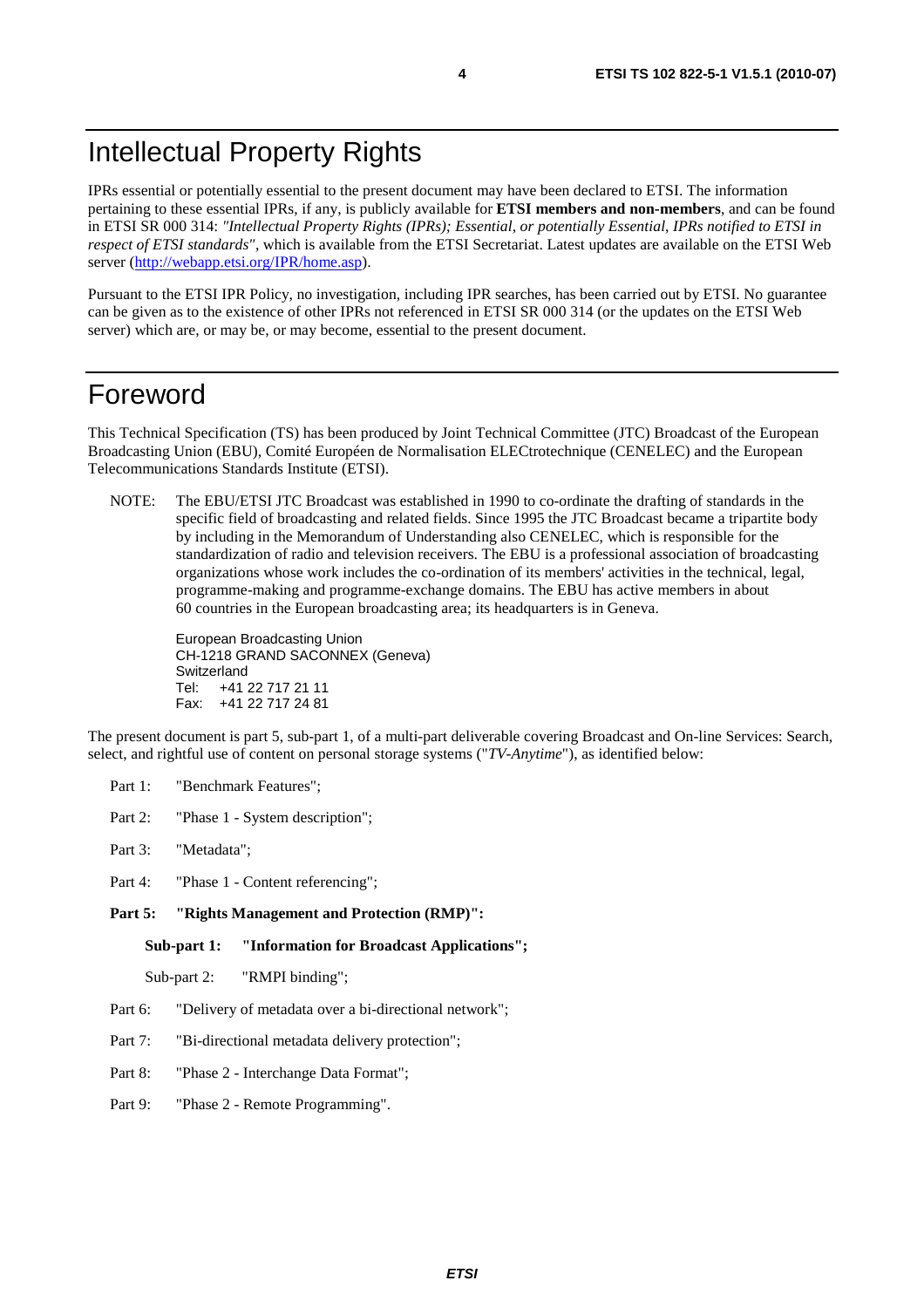# Intellectual Property Rights

IPRs essential or potentially essential to the present document may have been declared to ETSI. The information pertaining to these essential IPRs, if any, is publicly available for **ETSI members and non-members**, and can be found in ETSI SR 000 314: *"Intellectual Property Rights (IPRs); Essential, or potentially Essential, IPRs notified to ETSI in respect of ETSI standards"*, which is available from the ETSI Secretariat. Latest updates are available on the ETSI Web server (http://webapp.etsi.org/IPR/home.asp).

Pursuant to the ETSI IPR Policy, no investigation, including IPR searches, has been carried out by ETSI. No guarantee can be given as to the existence of other IPRs not referenced in ETSI SR 000 314 (or the updates on the ETSI Web server) which are, or may be, or may become, essential to the present document.

# Foreword

This Technical Specification (TS) has been produced by Joint Technical Committee (JTC) Broadcast of the European Broadcasting Union (EBU), Comité Européen de Normalisation ELECtrotechnique (CENELEC) and the European Telecommunications Standards Institute (ETSI).

NOTE: The EBU/ETSI JTC Broadcast was established in 1990 to co-ordinate the drafting of standards in the specific field of broadcasting and related fields. Since 1995 the JTC Broadcast became a tripartite body by including in the Memorandum of Understanding also CENELEC, which is responsible for the standardization of radio and television receivers. The EBU is a professional association of broadcasting organizations whose work includes the co-ordination of its members' activities in the technical, legal, programme-making and programme-exchange domains. The EBU has active members in about 60 countries in the European broadcasting area; its headquarters is in Geneva.

European Broadcasting Union
CH-1218 GRAND SACONNEX (Geneva)
Switzerland
Tel: +41 22 717 21 11
Fax: +41 22 717 24 81

The present document is part 5, sub-part 1, of a multi-part deliverable covering Broadcast and On-line Services: Search, select, and rightful use of content on personal storage systems ("*TV-Anytime*"), as identified below:

Part 1: "Benchmark Features";

Part 2: "Phase 1 - System description";

Part 3: "Metadata";

Part 4: "Phase 1 - Content referencing";

**Part 5: "Rights Management and Protection (RMP)":**

**Sub-part 1: "Information for Broadcast Applications";**

Sub-part 2: "RMPI binding";

Part 6: "Delivery of metadata over a bi-directional network";

Part 7: "Bi-directional metadata delivery protection";

Part 8: "Phase 2 - Interchange Data Format";

Part 9: "Phase 2 - Remote Programming".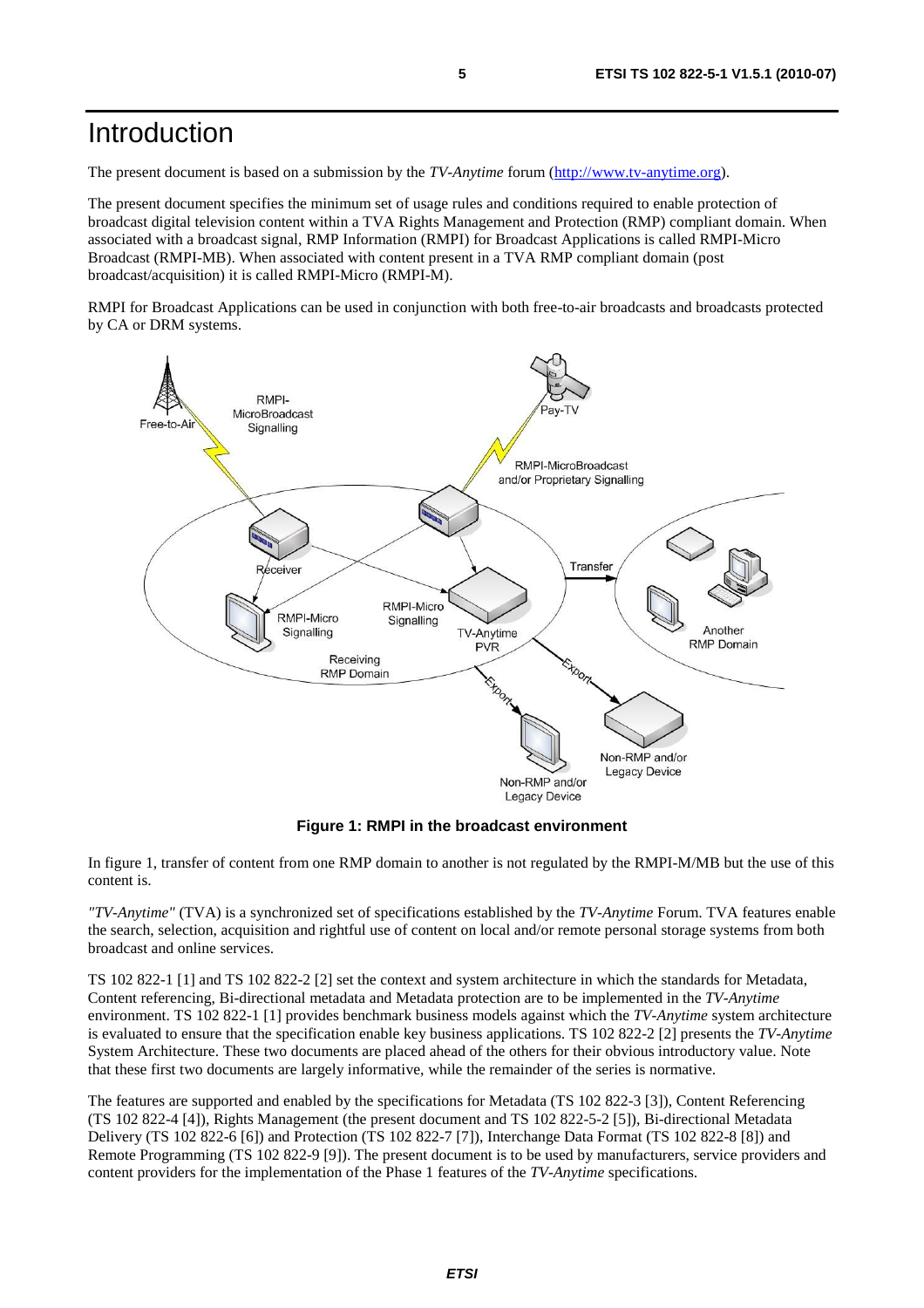# Introduction

The present document is based on a submission by the *TV-Anytime* forum (http://www.tv-anytime.org).

The present document specifies the minimum set of usage rules and conditions required to enable protection of broadcast digital television content within a TVA Rights Management and Protection (RMP) compliant domain. When associated with a broadcast signal, RMP Information (RMPI) for Broadcast Applications is called RMPI-Micro Broadcast (RMPI-MB). When associated with content present in a TVA RMP compliant domain (post broadcast/acquisition) it is called RMPI-Micro (RMPI-M).

RMPI for Broadcast Applications can be used in conjunction with both free-to-air broadcasts and broadcasts protected by CA or DRM systems.

**Figure 1: RMPI in the broadcast environment**

In figure 1, transfer of content from one RMP domain to another is not regulated by the RMPI-M/MB but the use of this content is.

*"TV-Anytime"* (TVA) is a synchronized set of specifications established by the *TV-Anytime* Forum. TVA features enable the search, selection, acquisition and rightful use of content on local and/or remote personal storage systems from both broadcast and online services.

TS 102 822-1 [1] and TS 102 822-2 [2] set the context and system architecture in which the standards for Metadata, Content referencing, Bi-directional metadata and Metadata protection are to be implemented in the *TV-Anytime* environment. TS 102 822-1 [1] provides benchmark business models against which the *TV-Anytime* system architecture is evaluated to ensure that the specification enable key business applications. TS 102 822-2 [2] presents the *TV-Anytime* System Architecture. These two documents are placed ahead of the others for their obvious introductory value. Note that these first two documents are largely informative, while the remainder of the series is normative.

The features are supported and enabled by the specifications for Metadata (TS 102 822-3 [3]), Content Referencing (TS 102 822-4 [4]), Rights Management (the present document and TS 102 822-5-2 [5]), Bi-directional Metadata Delivery (TS 102 822-6 [6]) and Protection (TS 102 822-7 [7]), Interchange Data Format (TS 102 822-8 [8]) and Remote Programming (TS 102 822-9 [9]). The present document is to be used by manufacturers, service providers and content providers for the implementation of the Phase 1 features of the *TV-Anytime* specifications.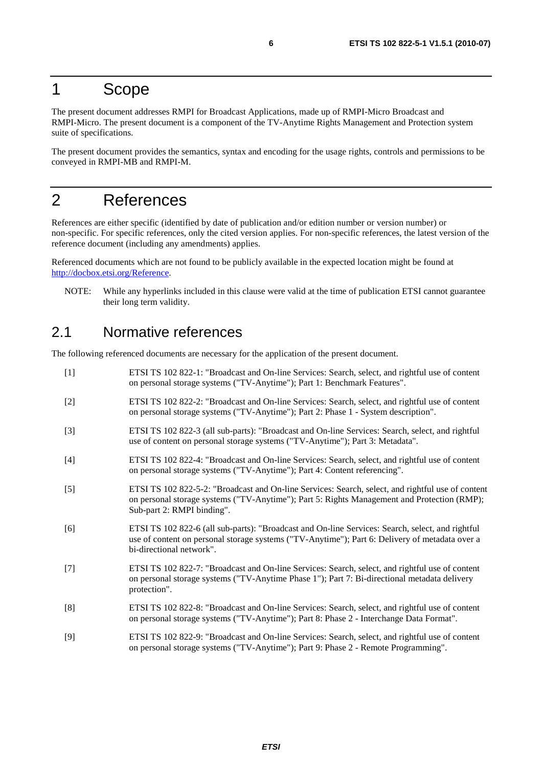# 1 Scope

The present document addresses RMPI for Broadcast Applications, made up of RMPI-Micro Broadcast and RMPI-Micro. The present document is a component of the TV-Anytime Rights Management and Protection system suite of specifications.

The present document provides the semantics, syntax and encoding for the usage rights, controls and permissions to be conveyed in RMPI-MB and RMPI-M.

# 2 References

References are either specific (identified by date of publication and/or edition number or version number) or non-specific. For specific references, only the cited version applies. For non-specific references, the latest version of the reference document (including any amendments) applies.

Referenced documents which are not found to be publicly available in the expected location might be found at http://docbox.etsi.org/Reference.

NOTE: While any hyperlinks included in this clause were valid at the time of publication ETSI cannot guarantee their long term validity.

## 2.1 Normative references

The following referenced documents are necessary for the application of the present document.

[1] ETSI TS 102 822-1: "Broadcast and On-line Services: Search, select, and rightful use of content on personal storage systems ("TV-Anytime"); Part 1: Benchmark Features".

[2] ETSI TS 102 822-2: "Broadcast and On-line Services: Search, select, and rightful use of content on personal storage systems ("TV-Anytime"); Part 2: Phase 1 - System description".

[3] ETSI TS 102 822-3 (all sub-parts): "Broadcast and On-line Services: Search, select, and rightful use of content on personal storage systems ("TV-Anytime"); Part 3: Metadata".

[4] ETSI TS 102 822-4: "Broadcast and On-line Services: Search, select, and rightful use of content on personal storage systems ("TV-Anytime"); Part 4: Content referencing".

[5] ETSI TS 102 822-5-2: "Broadcast and On-line Services: Search, select, and rightful use of content on personal storage systems ("TV-Anytime"); Part 5: Rights Management and Protection (RMP); Sub-part 2: RMPI binding".

[6] ETSI TS 102 822-6 (all sub-parts): "Broadcast and On-line Services: Search, select, and rightful use of content on personal storage systems ("TV-Anytime"); Part 6: Delivery of metadata over a bi-directional network".

[7] ETSI TS 102 822-7: "Broadcast and On-line Services: Search, select, and rightful use of content on personal storage systems ("TV-Anytime Phase 1"); Part 7: Bi-directional metadata delivery protection".

[8] ETSI TS 102 822-8: "Broadcast and On-line Services: Search, select, and rightful use of content on personal storage systems ("TV-Anytime"); Part 8: Phase 2 - Interchange Data Format".

[9] ETSI TS 102 822-9: "Broadcast and On-line Services: Search, select, and rightful use of content on personal storage systems ("TV-Anytime"); Part 9: Phase 2 - Remote Programming".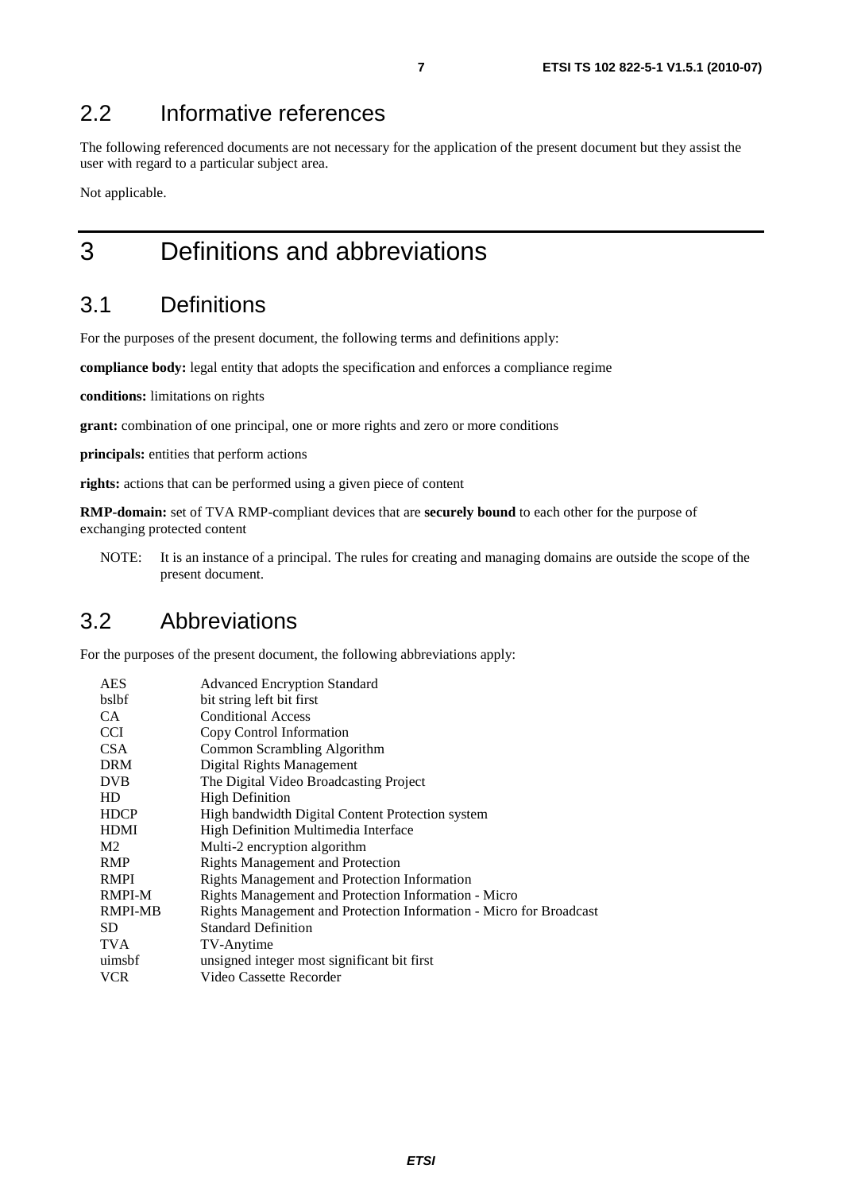## 2.2 Informative references

The following referenced documents are not necessary for the application of the present document but they assist the user with regard to a particular subject area.

Not applicable.

# 3 Definitions and abbreviations

## 3.1 Definitions

For the purposes of the present document, the following terms and definitions apply:

**compliance body:** legal entity that adopts the specification and enforces a compliance regime

**conditions:** limitations on rights

**grant:** combination of one principal, one or more rights and zero or more conditions

**principals:** entities that perform actions

**rights:** actions that can be performed using a given piece of content

**RMP-domain:** set of TVA RMP-compliant devices that are **securely bound** to each other for the purpose of exchanging protected content

NOTE: It is an instance of a principal. The rules for creating and managing domains are outside the scope of the present document.

## 3.2 Abbreviations

For the purposes of the present document, the following abbreviations apply:

| | |
|---|---|
| AES | Advanced Encryption Standard |
| bslbf | bit string left bit first |
| CA | Conditional Access |
| CCI | Copy Control Information |
| CSA | Common Scrambling Algorithm |
| DRM | Digital Rights Management |
| DVB | The Digital Video Broadcasting Project |
| HD | High Definition |
| HDCP | High bandwidth Digital Content Protection system |
| HDMI | High Definition Multimedia Interface |
| M2 | Multi-2 encryption algorithm |
| RMP | Rights Management and Protection |
| RMPI | Rights Management and Protection Information |
| RMPI-M | Rights Management and Protection Information - Micro |
| RMPI-MB | Rights Management and Protection Information - Micro for Broadcast |
| SD | Standard Definition |
| TVA | TV-Anytime |
| uimsbf | unsigned integer most significant bit first |
| VCR | Video Cassette Recorder |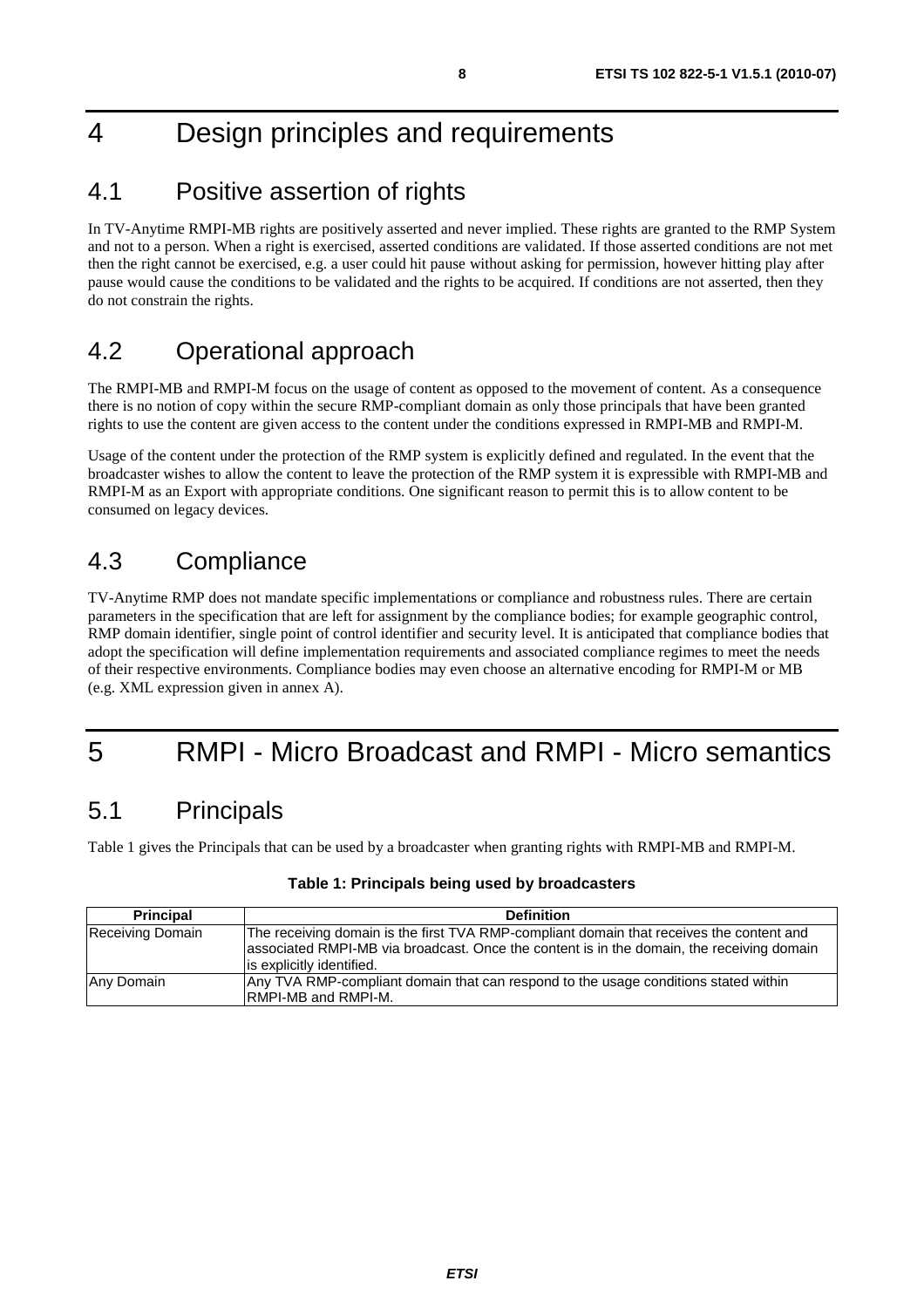# 4 Design principles and requirements

## 4.1 Positive assertion of rights

In TV-Anytime RMPI-MB rights are positively asserted and never implied. These rights are granted to the RMP System and not to a person. When a right is exercised, asserted conditions are validated. If those asserted conditions are not met then the right cannot be exercised, e.g. a user could hit pause without asking for permission, however hitting play after pause would cause the conditions to be validated and the rights to be acquired. If conditions are not asserted, then they do not constrain the rights.

## 4.2 Operational approach

The RMPI-MB and RMPI-M focus on the usage of content as opposed to the movement of content. As a consequence there is no notion of copy within the secure RMP-compliant domain as only those principals that have been granted rights to use the content are given access to the content under the conditions expressed in RMPI-MB and RMPI-M.

Usage of the content under the protection of the RMP system is explicitly defined and regulated. In the event that the broadcaster wishes to allow the content to leave the protection of the RMP system it is expressible with RMPI-MB and RMPI-M as an Export with appropriate conditions. One significant reason to permit this is to allow content to be consumed on legacy devices.

## 4.3 Compliance

TV-Anytime RMP does not mandate specific implementations or compliance and robustness rules. There are certain parameters in the specification that are left for assignment by the compliance bodies; for example geographic control, RMP domain identifier, single point of control identifier and security level. It is anticipated that compliance bodies that adopt the specification will define implementation requirements and associated compliance regimes to meet the needs of their respective environments. Compliance bodies may even choose an alternative encoding for RMPI-M or MB (e.g. XML expression given in annex A).

# 5 RMPI - Micro Broadcast and RMPI - Micro semantics

## 5.1 Principals

Table 1 gives the Principals that can be used by a broadcaster when granting rights with RMPI-MB and RMPI-M.

**Table 1: Principals being used by broadcasters**

| Principal | Definition |
|---|---|
| Receiving Domain | The receiving domain is the first TVA RMP-compliant domain that receives the content and associated RMPI-MB via broadcast. Once the content is in the domain, the receiving domain is explicitly identified. |
| Any Domain | Any TVA RMP-compliant domain that can respond to the usage conditions stated within RMPI-MB and RMPI-M. |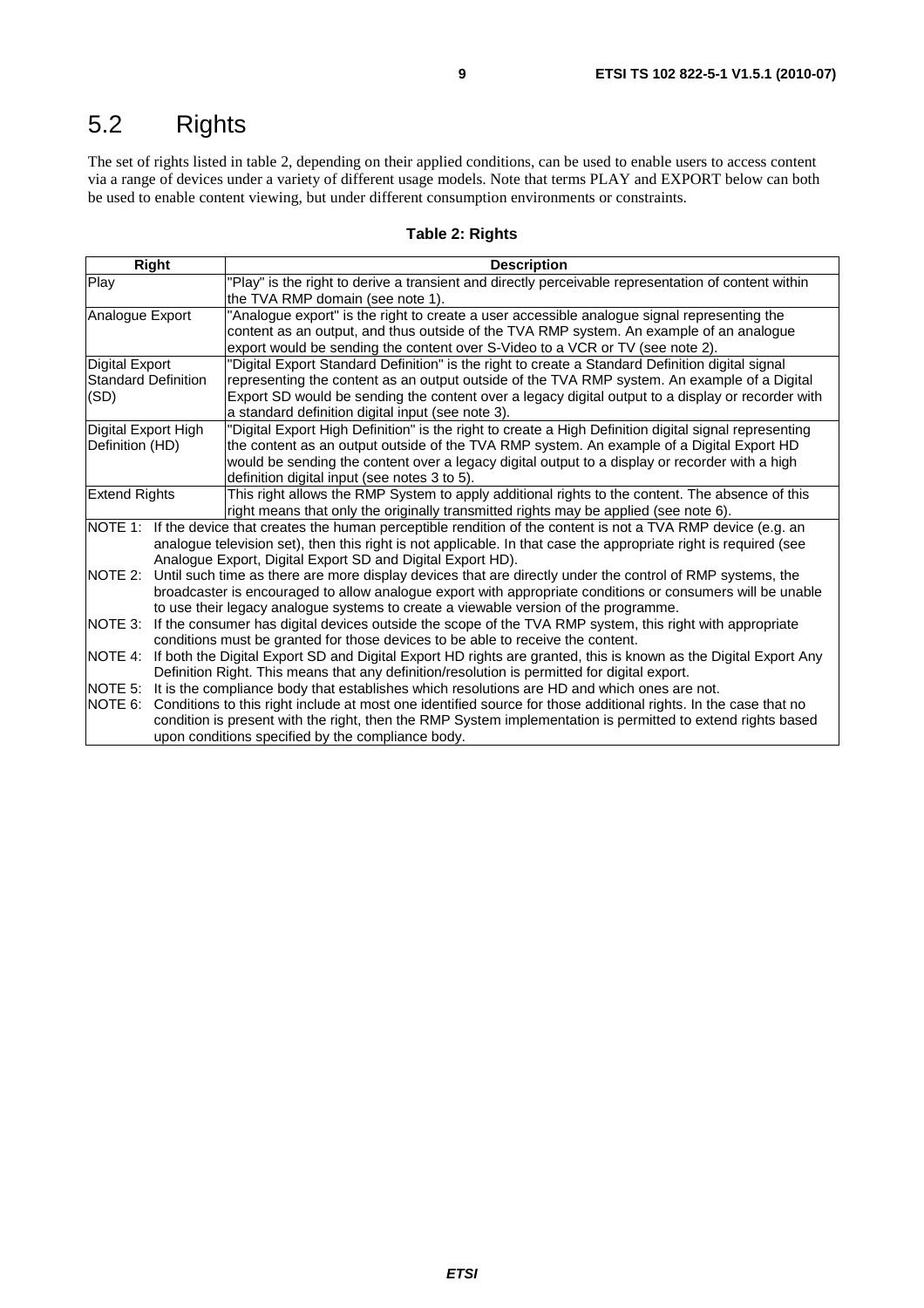## 5.2 Rights

The set of rights listed in table 2, depending on their applied conditions, can be used to enable users to access content via a range of devices under a variety of different usage models. Note that terms PLAY and EXPORT below can both be used to enable content viewing, but under different consumption environments or constraints.

**Table 2: Rights**

| Right | Description |
|---|---|
| Play | "Play" is the right to derive a transient and directly perceivable representation of content within the TVA RMP domain (see note 1). |
| Analogue Export | "Analogue export" is the right to create a user accessible analogue signal representing the content as an output, and thus outside of the TVA RMP system. An example of an analogue export would be sending the content over S-Video to a VCR or TV (see note 2). |
| Digital Export Standard Definition (SD) | "Digital Export Standard Definition" is the right to create a Standard Definition digital signal representing the content as an output outside of the TVA RMP system. An example of a Digital Export SD would be sending the content over a legacy digital output to a display or recorder with a standard definition digital input (see note 3). |
| Digital Export High Definition (HD) | "Digital Export High Definition" is the right to create a High Definition digital signal representing the content as an output outside of the TVA RMP system. An example of a Digital Export HD would be sending the content over a legacy digital output to a display or recorder with a high definition digital input (see notes 3 to 5). |
| Extend Rights | This right allows the RMP System to apply additional rights to the content. The absence of this right means that only the originally transmitted rights may be applied (see note 6). |
| NOTE 1: If the device that creates the human perceptible rendition of the content is not a TVA RMP device (e.g. an analogue television set), then this right is not applicable. In that case the appropriate right is required (see Analogue Export, Digital Export SD and Digital Export HD). | |
| NOTE 2: Until such time as there are more display devices that are directly under the control of RMP systems, the broadcaster is encouraged to allow analogue export with appropriate conditions or consumers will be unable to use their legacy analogue systems to create a viewable version of the programme. | |
| NOTE 3: If the consumer has digital devices outside the scope of the TVA RMP system, this right with appropriate conditions must be granted for those devices to be able to receive the content. | |
| NOTE 4: If both the Digital Export SD and Digital Export HD rights are granted, this is known as the Digital Export Any Definition Right. This means that any definition/resolution is permitted for digital export. | |
| NOTE 5: It is the compliance body that establishes which resolutions are HD and which ones are not. | |
| NOTE 6: Conditions to this right include at most one identified source for those additional rights. In the case that no condition is present with the right, then the RMP System implementation is permitted to extend rights based upon conditions specified by the compliance body. | |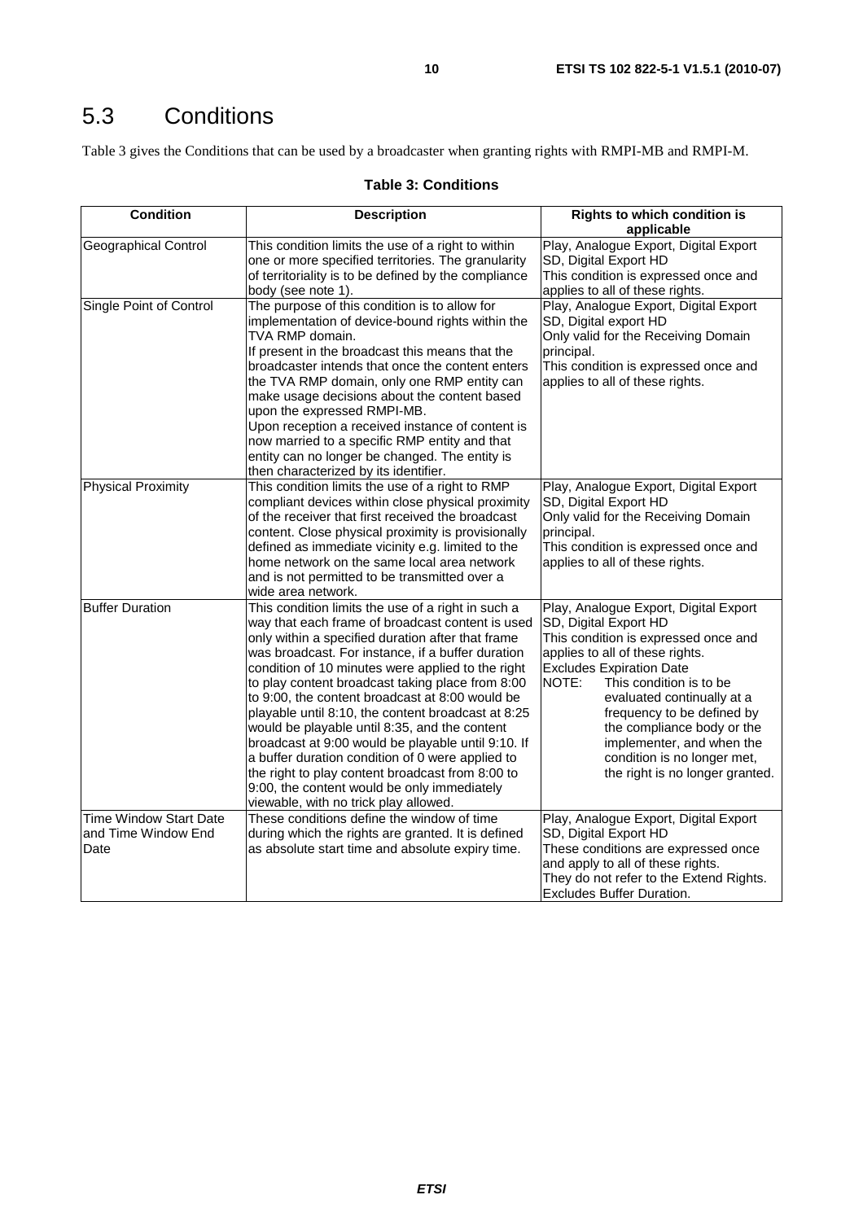# 5.3 Conditions

Table 3 gives the Conditions that can be used by a broadcaster when granting rights with RMPI-MB and RMPI-M.

**Table 3: Conditions**

| Condition | Description | Rights to which condition is applicable |
|---|---|---|
| Geographical Control | This condition limits the use of a right to within one or more specified territories. The granularity of territoriality is to be defined by the compliance body (see note 1). | Play, Analogue Export, Digital Export SD, Digital Export HD<br>This condition is expressed once and applies to all of these rights. |
| Single Point of Control | The purpose of this condition is to allow for implementation of device-bound rights within the TVA RMP domain.<br>If present in the broadcast this means that the broadcaster intends that once the content enters the TVA RMP domain, only one RMP entity can make usage decisions about the content based upon the expressed RMPI-MB.<br>Upon reception a received instance of content is now married to a specific RMP entity and that entity can no longer be changed. The entity is then characterized by its identifier. | Play, Analogue Export, Digital Export SD, Digital export HD<br>Only valid for the Receiving Domain principal.<br>This condition is expressed once and applies to all of these rights. |
| Physical Proximity | This condition limits the use of a right to RMP compliant devices within close physical proximity of the receiver that first received the broadcast content. Close physical proximity is provisionally defined as immediate vicinity e.g. limited to the home network on the same local area network and is not permitted to be transmitted over a wide area network. | Play, Analogue Export, Digital Export SD, Digital Export HD<br>Only valid for the Receiving Domain principal.<br>This condition is expressed once and applies to all of these rights. |
| Buffer Duration | This condition limits the use of a right in such a way that each frame of broadcast content is used only within a specified duration after that frame was broadcast. For instance, if a buffer duration condition of 10 minutes were applied to the right to play content broadcast taking place from 8:00 to 9:00, the content broadcast at 8:00 would be playable until 8:10, the content broadcast at 8:25 would be playable until 8:35, and the content broadcast at 9:00 would be playable until 9:10. If a buffer duration condition of 0 were applied to the right to play content broadcast from 8:00 to 9:00, the content would be only immediately viewable, with no trick play allowed. | Play, Analogue Export, Digital Export SD, Digital Export HD<br>This condition is expressed once and applies to all of these rights.<br>Excludes Expiration Date<br>NOTE: This condition is to be evaluated continually at a frequency to be defined by the compliance body or the implementer, and when the condition is no longer met, the right is no longer granted. |
| Time Window Start Date and Time Window End Date | These conditions define the window of time during which the rights are granted. It is defined as absolute start time and absolute expiry time. | Play, Analogue Export, Digital Export SD, Digital Export HD<br>These conditions are expressed once and apply to all of these rights.<br>They do not refer to the Extend Rights.<br>Excludes Buffer Duration. |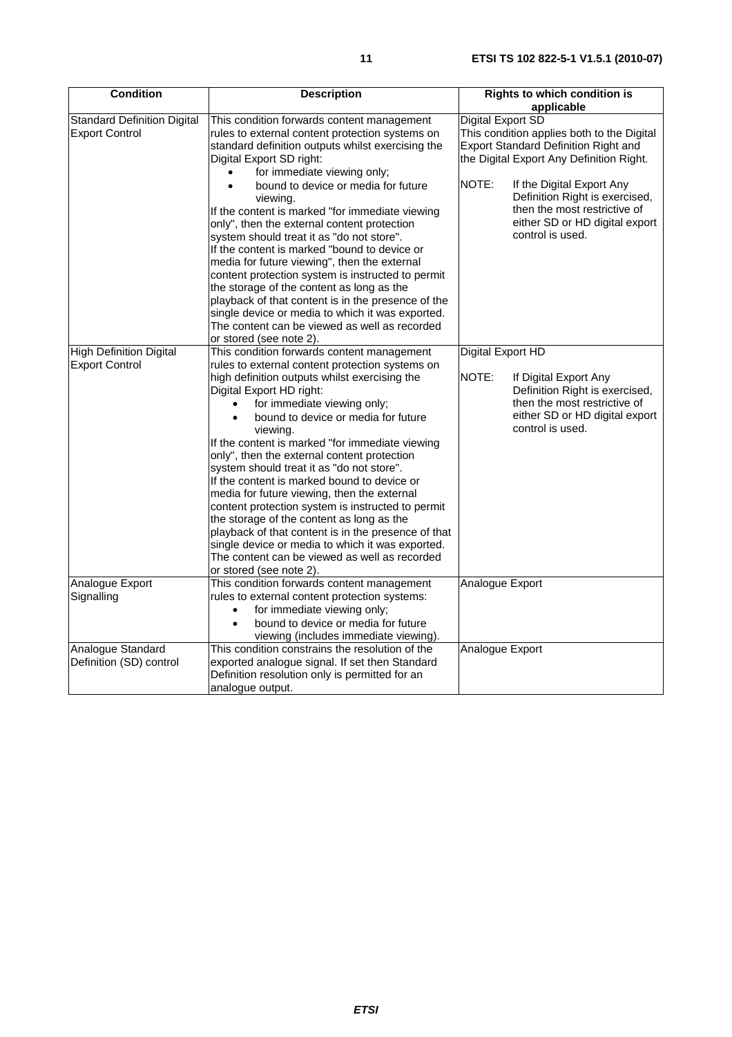| Condition | Description | Rights to which condition is applicable |
|---|---|---|
| Standard Definition Digital Export Control | This condition forwards content management rules to external content protection systems on standard definition outputs whilst exercising the Digital Export SD right: <br>• for immediate viewing only; <br>• bound to device or media for future viewing. <br>If the content is marked "for immediate viewing only", then the external content protection system should treat it as "do not store". <br>If the content is marked "bound to device or media for future viewing", then the external content protection system is instructed to permit the storage of the content as long as the playback of that content is in the presence of the single device or media to which it was exported. The content can be viewed as well as recorded or stored (see note 2). | Digital Export SD <br>This condition applies both to the Digital Export Standard Definition Right and the Digital Export Any Definition Right. <br>NOTE: If the Digital Export Any Definition Right is exercised, then the most restrictive of either SD or HD digital export control is used. |
| High Definition Digital Export Control | This condition forwards content management rules to external content protection systems on high definition outputs whilst exercising the Digital Export HD right: <br>• for immediate viewing only; <br>• bound to device or media for future viewing. <br>If the content is marked "for immediate viewing only", then the external content protection system should treat it as "do not store". <br>If the content is marked bound to device or media for future viewing, then the external content protection system is instructed to permit the storage of the content as long as the playback of that content is in the presence of that single device or media to which it was exported. The content can be viewed as well as recorded or stored (see note 2). | Digital Export HD <br>NOTE: If Digital Export Any Definition Right is exercised, then the most restrictive of either SD or HD digital export control is used. |
| Analogue Export Signalling | This condition forwards content management rules to external content protection systems: <br>• for immediate viewing only; <br>• bound to device or media for future viewing (includes immediate viewing). | Analogue Export |
| Analogue Standard Definition (SD) control | This condition constrains the resolution of the exported analogue signal. If set then Standard Definition resolution only is permitted for an analogue output. | Analogue Export |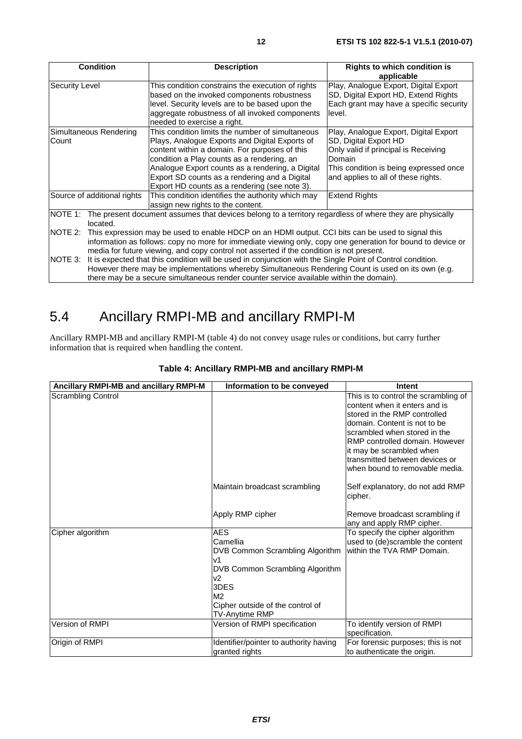| Condition | Description | Rights to which condition is applicable |
|---|---|---|
| Security Level | This condition constrains the execution of rights based on the invoked components robustness level. Security levels are to be based upon the aggregate robustness of all invoked components needed to exercise a right. | Play, Analogue Export, Digital Export SD, Digital Export HD, Extend Rights<br>Each grant may have a specific security level. |
| Simultaneous Rendering Count | This condition limits the number of simultaneous Plays, Analogue Exports and Digital Exports of content within a domain. For purposes of this condition a Play counts as a rendering, an Analogue Export counts as a rendering, a Digital Export SD counts as a rendering and a Digital Export HD counts as a rendering (see note 3). | Play, Analogue Export, Digital Export SD, Digital Export HD<br>Only valid if principal is Receiving Domain<br>This condition is being expressed once and applies to all of these rights. |
| Source of additional rights | This condition identifies the authority which may assign new rights to the content. | Extend Rights |
| NOTE 1: The present document assumes that devices belong to a territory regardless of where they are physically located.<br>NOTE 2: This expression may be used to enable HDCP on an HDMI output. CCI bits can be used to signal this information as follows: copy no more for immediate viewing only, copy one generation for bound to device or media for future viewing, and copy control not asserted if the condition is not present.<br>NOTE 3: It is expected that this condition will be used in conjunction with the Single Point of Control condition. However there may be implementations whereby Simultaneous Rendering Count is used on its own (e.g. there may be a secure simultaneous render counter service available within the domain). | | |

## 5.4 Ancillary RMPI-MB and ancillary RMPI-M

Ancillary RMPI-MB and ancillary RMPI-M (table 4) do not convey usage rules or conditions, but carry further information that is required when handling the content.

**Table 4: Ancillary RMPI-MB and ancillary RMPI-M**

| Ancillary RMPI-MB and ancillary RMPI-M | Information to be conveyed | Intent |
|---|---|---|
| Scrambling Control | | This is to control the scrambling of content when it enters and is stored in the RMP controlled domain. Content is not to be scrambled when stored in the RMP controlled domain. However it may be scrambled when transmitted between devices or when bound to removable media. |
| | Maintain broadcast scrambling | Self explanatory, do not add RMP cipher. |
| | Apply RMP cipher | Remove broadcast scrambling if any and apply RMP cipher. |
| Cipher algorithm | AES<br>Camellia<br>DVB Common Scrambling Algorithm v1<br>DVB Common Scrambling Algorithm v2<br>3DES<br>M2<br>Cipher outside of the control of TV-Anytime RMP | To specify the cipher algorithm used to (de)scramble the content within the TVA RMP Domain. |
| Version of RMPI | Version of RMPI specification | To identify version of RMPI specification. |
| Origin of RMPI | Identifier/pointer to authority having granted rights | For forensic purposes; this is not to authenticate the origin. |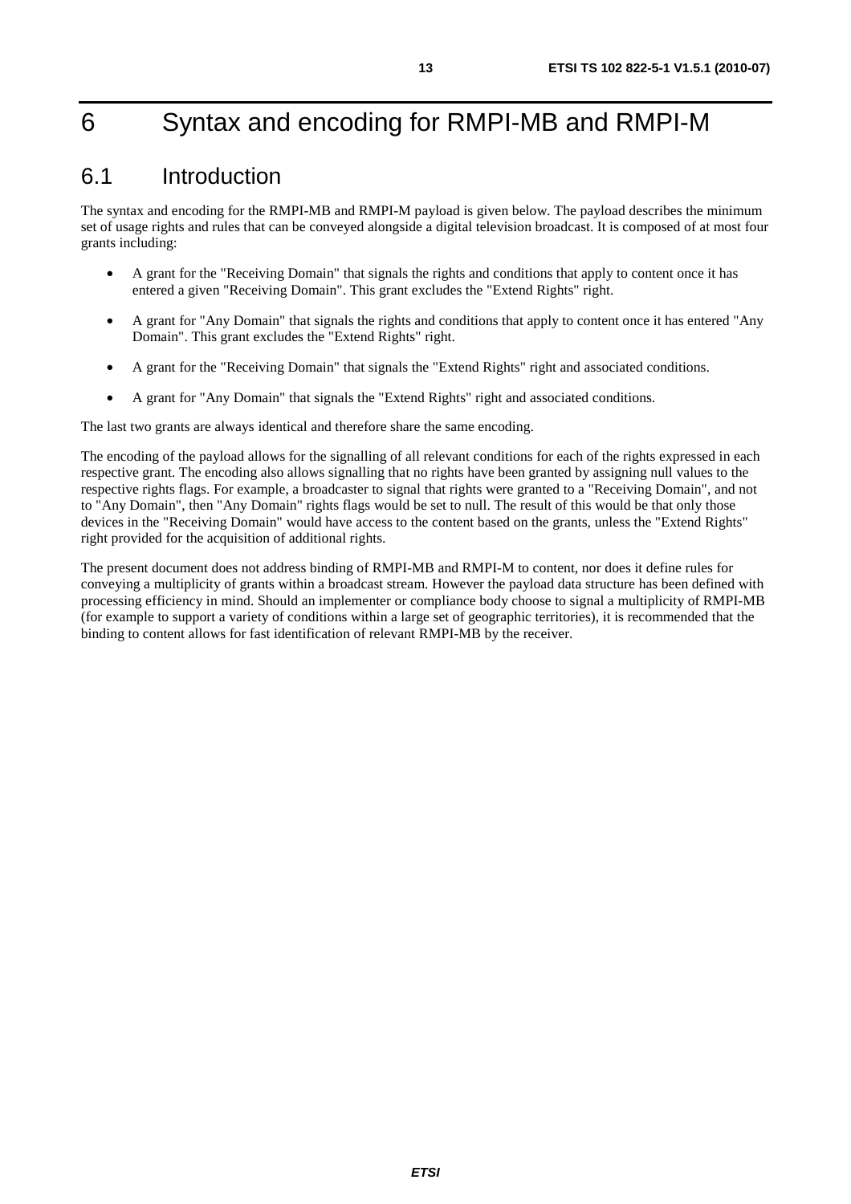# 6 Syntax and encoding for RMPI-MB and RMPI-M

## 6.1 Introduction

The syntax and encoding for the RMPI-MB and RMPI-M payload is given below. The payload describes the minimum set of usage rights and rules that can be conveyed alongside a digital television broadcast. It is composed of at most four grants including:

- A grant for the "Receiving Domain" that signals the rights and conditions that apply to content once it has entered a given "Receiving Domain". This grant excludes the "Extend Rights" right.
- A grant for "Any Domain" that signals the rights and conditions that apply to content once it has entered "Any Domain". This grant excludes the "Extend Rights" right.
- A grant for the "Receiving Domain" that signals the "Extend Rights" right and associated conditions.
- A grant for "Any Domain" that signals the "Extend Rights" right and associated conditions.

The last two grants are always identical and therefore share the same encoding.

The encoding of the payload allows for the signalling of all relevant conditions for each of the rights expressed in each respective grant. The encoding also allows signalling that no rights have been granted by assigning null values to the respective rights flags. For example, a broadcaster to signal that rights were granted to a "Receiving Domain", and not to "Any Domain", then "Any Domain" rights flags would be set to null. The result of this would be that only those devices in the "Receiving Domain" would have access to the content based on the grants, unless the "Extend Rights" right provided for the acquisition of additional rights.

The present document does not address binding of RMPI-MB and RMPI-M to content, nor does it define rules for conveying a multiplicity of grants within a broadcast stream. However the payload data structure has been defined with processing efficiency in mind. Should an implementer or compliance body choose to signal a multiplicity of RMPI-MB (for example to support a variety of conditions within a large set of geographic territories), it is recommended that the binding to content allows for fast identification of relevant RMPI-MB by the receiver.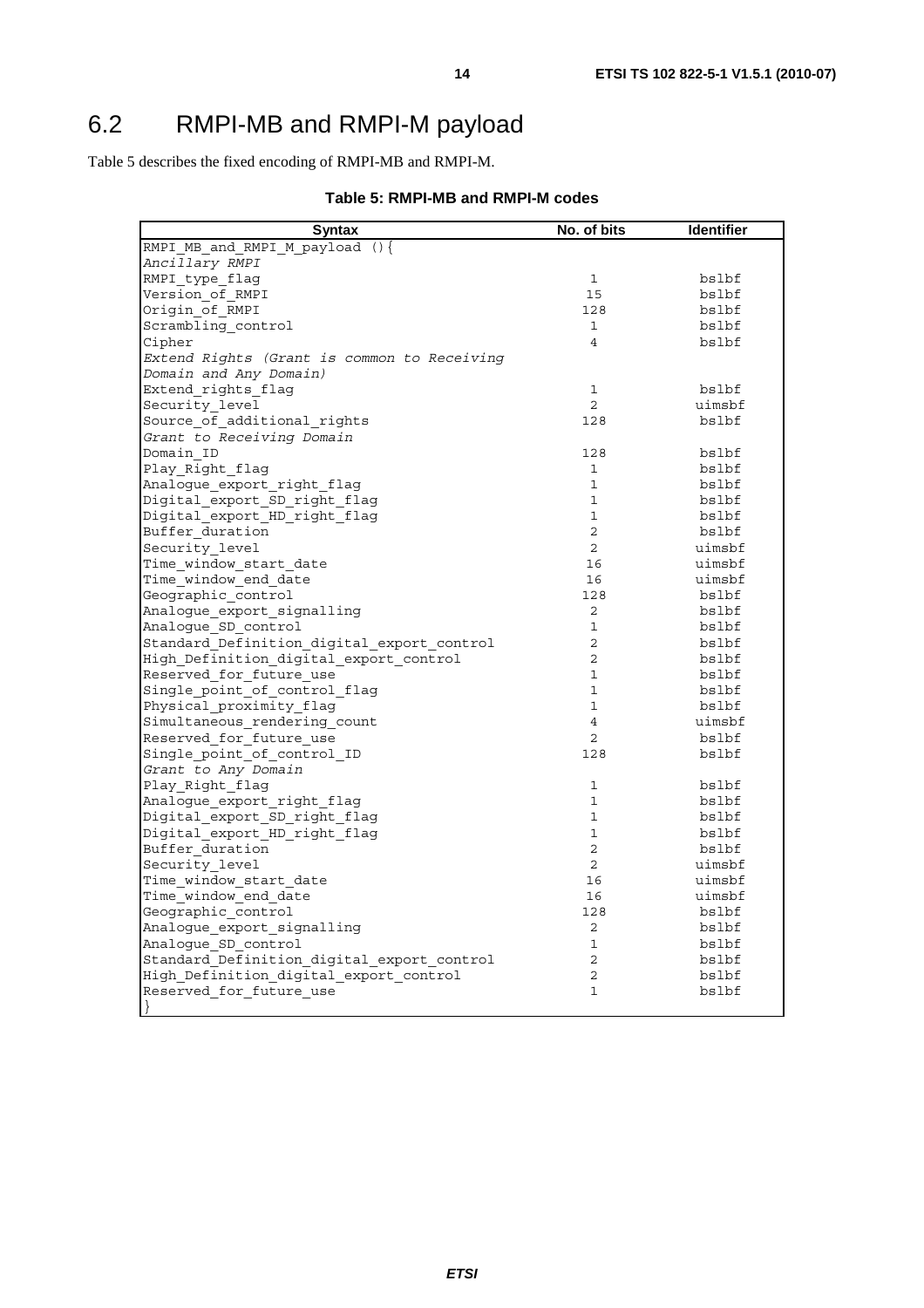## 6.2 RMPI-MB and RMPI-M payload

Table 5 describes the fixed encoding of RMPI-MB and RMPI-M.

**Table 5: RMPI-MB and RMPI-M codes**

| Syntax | No. of bits | Identifier |
|---|---|---|
| RMPI_MB_and_RMPI_M_payload (){ | | |
| *Ancillary RMPI* | | |
| RMPI_type_flag | 1 | bslbf |
| Version_of_RMPI | 15 | bslbf |
| Origin_of_RMPI | 128 | bslbf |
| Scrambling_control | 1 | bslbf |
| Cipher | 4 | bslbf |
| *Extend Rights (Grant is common to Receiving Domain and Any Domain)* | | |
| Extend_rights_flag | 1 | bslbf |
| Security_level | 2 | uimsbf |
| Source_of_additional_rights | 128 | bslbf |
| *Grant to Receiving Domain* | | |
| Domain_ID | 128 | bslbf |
| Play_Right_flag | 1 | bslbf |
| Analogue_export_right_flag | 1 | bslbf |
| Digital_export_SD_right_flag | 1 | bslbf |
| Digital_export_HD_right_flag | 1 | bslbf |
| Buffer_duration | 2 | bslbf |
| Security_level | 2 | uimsbf |
| Time_window_start_date | 16 | uimsbf |
| Time_window_end_date | 16 | uimsbf |
| Geographic_control | 128 | bslbf |
| Analogue_export_signalling | 2 | bslbf |
| Analogue_SD_control | 1 | bslbf |
| Standard_Definition_digital_export_control | 2 | bslbf |
| High_Definition_digital_export_control | 2 | bslbf |
| Reserved_for_future_use | 1 | bslbf |
| Single_point_of_control_flag | 1 | bslbf |
| Physical_proximity_flag | 1 | bslbf |
| Simultaneous_rendering_count | 4 | uimsbf |
| Reserved_for_future_use | 2 | bslbf |
| Single_point_of_control_ID | 128 | bslbf |
| *Grant to Any Domain* | | |
| Play_Right_flag | 1 | bslbf |
| Analogue_export_right_flag | 1 | bslbf |
| Digital_export_SD_right_flag | 1 | bslbf |
| Digital_export_HD_right_flag | 1 | bslbf |
| Buffer_duration | 2 | bslbf |
| Security_level | 2 | uimsbf |
| Time_window_start_date | 16 | uimsbf |
| Time_window_end_date | 16 | uimsbf |
| Geographic_control | 128 | bslbf |
| Analogue_export_signalling | 2 | bslbf |
| Analogue_SD_control | 1 | bslbf |
| Standard_Definition_digital_export_control | 2 | bslbf |
| High_Definition_digital_export_control | 2 | bslbf |
| Reserved_for_future_use | 1 | bslbf |
| } | | |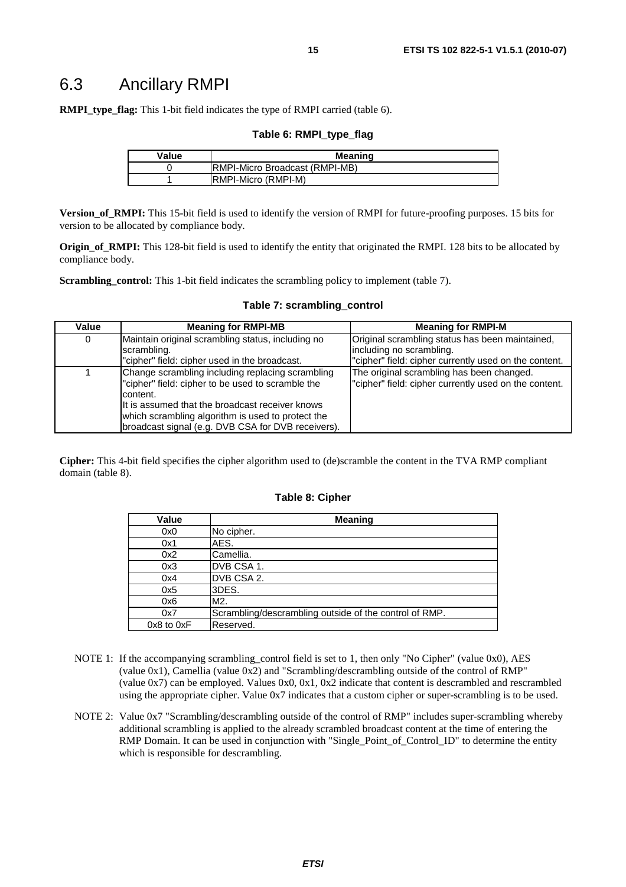## 6.3 Ancillary RMPI

**RMPI_type_flag:** This 1-bit field indicates the type of RMPI carried (table 6).

**Table 6: RMPI_type_flag**

| Value | Meaning |
|---|---|
| 0 | RMPI-Micro Broadcast (RMPI-MB) |
| 1 | RMPI-Micro (RMPI-M) |

**Version_of_RMPI:** This 15-bit field is used to identify the version of RMPI for future-proofing purposes. 15 bits for version to be allocated by compliance body.

**Origin_of_RMPI:** This 128-bit field is used to identify the entity that originated the RMPI. 128 bits to be allocated by compliance body.

**Scrambling_control:** This 1-bit field indicates the scrambling policy to implement (table 7).

**Table 7: scrambling_control**

| Value | Meaning for RMPI-MB | Meaning for RMPI-M |
|---|---|---|
| 0 | Maintain original scrambling status, including no scrambling.<br>"cipher" field: cipher used in the broadcast. | Original scrambling status has been maintained, including no scrambling.<br>"cipher" field: cipher currently used on the content. |
| 1 | Change scrambling including replacing scrambling "cipher" field: cipher to be used to scramble the content.<br>It is assumed that the broadcast receiver knows which scrambling algorithm is used to protect the broadcast signal (e.g. DVB CSA for DVB receivers). | The original scrambling has been changed.<br>"cipher" field: cipher currently used on the content. |

**Cipher:** This 4-bit field specifies the cipher algorithm used to (de)scramble the content in the TVA RMP compliant domain (table 8).

**Table 8: Cipher**

| Value | Meaning |
|---|---|
| 0x0 | No cipher. |
| 0x1 | AES. |
| 0x2 | Camellia. |
| 0x3 | DVB CSA 1. |
| 0x4 | DVB CSA 2. |
| 0x5 | 3DES. |
| 0x6 | M2. |
| 0x7 | Scrambling/descrambling outside of the control of RMP. |
| 0x8 to 0xF | Reserved. |

NOTE 1: If the accompanying scrambling_control field is set to 1, then only "No Cipher" (value 0x0), AES (value 0x1), Camellia (value 0x2) and "Scrambling/descrambling outside of the control of RMP" (value 0x7) can be employed. Values 0x0, 0x1, 0x2 indicate that content is descrambled and rescrambled using the appropriate cipher. Value 0x7 indicates that a custom cipher or super-scrambling is to be used.

NOTE 2: Value 0x7 "Scrambling/descrambling outside of the control of RMP" includes super-scrambling whereby additional scrambling is applied to the already scrambled broadcast content at the time of entering the RMP Domain. It can be used in conjunction with "Single_Point_of_Control_ID" to determine the entity which is responsible for descrambling.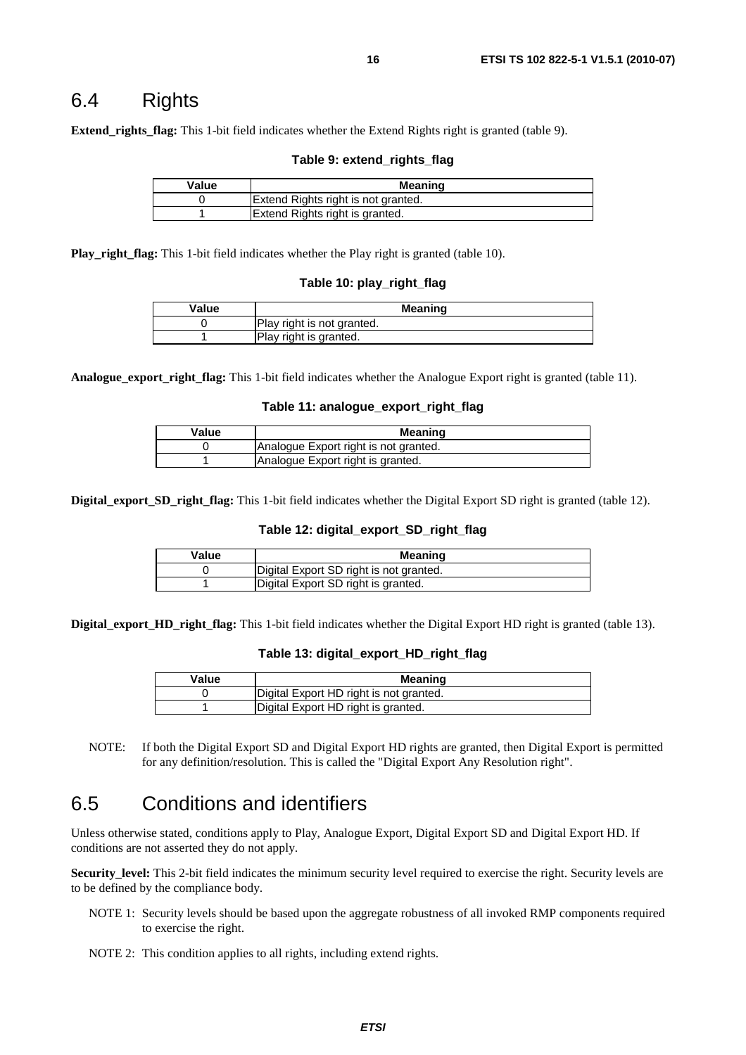## 6.4 Rights

**Extend_rights_flag:** This 1-bit field indicates whether the Extend Rights right is granted (table 9).

**Table 9: extend_rights_flag**

| Value | Meaning |
|---|---|
| 0 | Extend Rights right is not granted. |
| 1 | Extend Rights right is granted. |

**Play_right_flag:** This 1-bit field indicates whether the Play right is granted (table 10).

**Table 10: play_right_flag**

| Value | Meaning |
|---|---|
| 0 | Play right is not granted. |
| 1 | Play right is granted. |

**Analogue_export_right_flag:** This 1-bit field indicates whether the Analogue Export right is granted (table 11).

**Table 11: analogue_export_right_flag**

| Value | Meaning |
|---|---|
| 0 | Analogue Export right is not granted. |
| 1 | Analogue Export right is granted. |

**Digital_export_SD_right_flag:** This 1-bit field indicates whether the Digital Export SD right is granted (table 12).

**Table 12: digital_export_SD_right_flag**

| Value | Meaning |
|---|---|
| 0 | Digital Export SD right is not granted. |
| 1 | Digital Export SD right is granted. |

**Digital_export_HD_right_flag:** This 1-bit field indicates whether the Digital Export HD right is granted (table 13).

**Table 13: digital_export_HD_right_flag**

| Value | Meaning |
|---|---|
| 0 | Digital Export HD right is not granted. |
| 1 | Digital Export HD right is granted. |

NOTE: If both the Digital Export SD and Digital Export HD rights are granted, then Digital Export is permitted for any definition/resolution. This is called the "Digital Export Any Resolution right".

## 6.5 Conditions and identifiers

Unless otherwise stated, conditions apply to Play, Analogue Export, Digital Export SD and Digital Export HD. If conditions are not asserted they do not apply.

**Security_level:** This 2-bit field indicates the minimum security level required to exercise the right. Security levels are to be defined by the compliance body.

NOTE 1: Security levels should be based upon the aggregate robustness of all invoked RMP components required to exercise the right.

NOTE 2: This condition applies to all rights, including extend rights.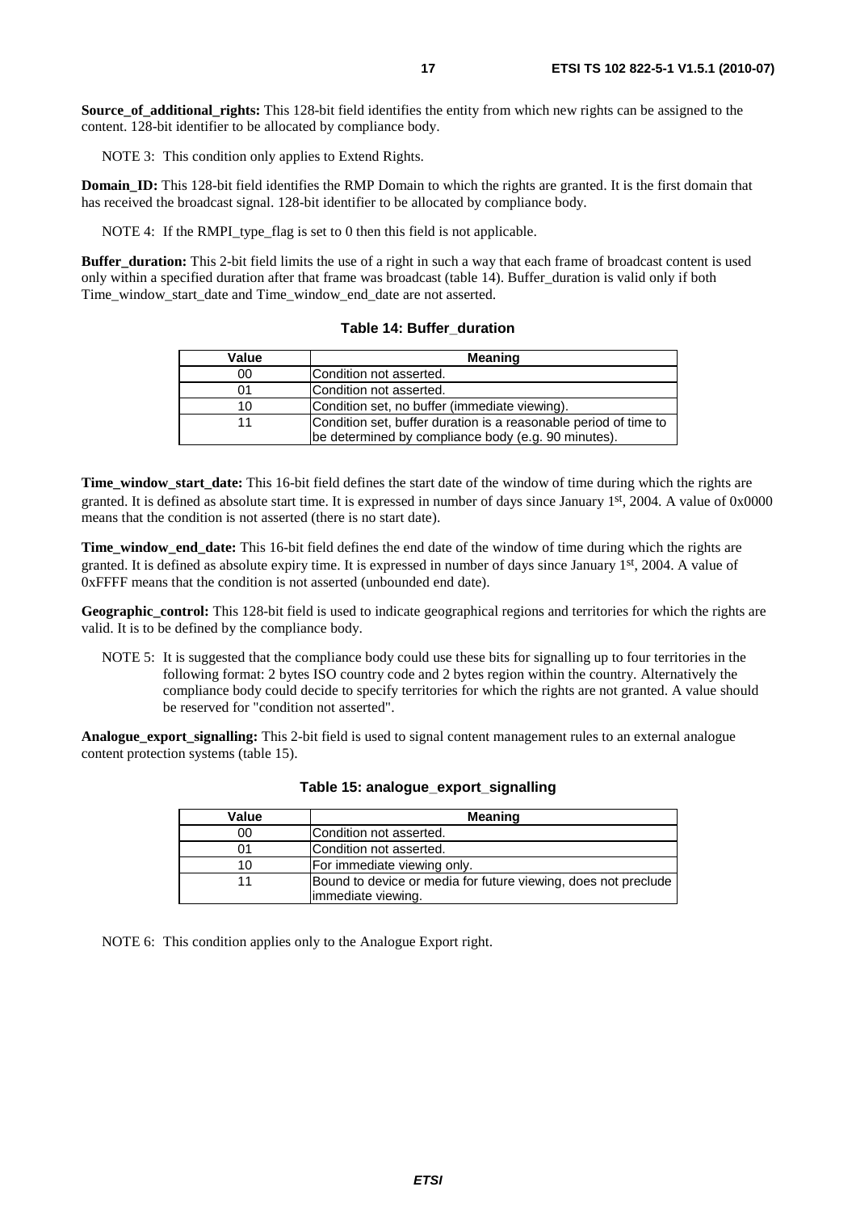**Source_of_additional_rights:** This 128-bit field identifies the entity from which new rights can be assigned to the content. 128-bit identifier to be allocated by compliance body.

NOTE 3: This condition only applies to Extend Rights.

**Domain_ID:** This 128-bit field identifies the RMP Domain to which the rights are granted. It is the first domain that has received the broadcast signal. 128-bit identifier to be allocated by compliance body.

NOTE 4: If the RMPI_type_flag is set to 0 then this field is not applicable.

**Buffer_duration:** This 2-bit field limits the use of a right in such a way that each frame of broadcast content is used only within a specified duration after that frame was broadcast (table 14). Buffer_duration is valid only if both Time_window_start_date and Time_window_end_date are not asserted.

**Table 14: Buffer_duration**

| Value | Meaning |
|---|---|
| 00 | Condition not asserted. |
| 01 | Condition not asserted. |
| 10 | Condition set, no buffer (immediate viewing). |
| 11 | Condition set, buffer duration is a reasonable period of time to be determined by compliance body (e.g. 90 minutes). |

**Time_window_start_date:** This 16-bit field defines the start date of the window of time during which the rights are granted. It is defined as absolute start time. It is expressed in number of days since January 1st, 2004. A value of 0x0000 means that the condition is not asserted (there is no start date).

**Time_window_end_date:** This 16-bit field defines the end date of the window of time during which the rights are granted. It is defined as absolute expiry time. It is expressed in number of days since January 1st, 2004. A value of 0xFFFF means that the condition is not asserted (unbounded end date).

**Geographic_control:** This 128-bit field is used to indicate geographical regions and territories for which the rights are valid. It is to be defined by the compliance body.

NOTE 5: It is suggested that the compliance body could use these bits for signalling up to four territories in the following format: 2 bytes ISO country code and 2 bytes region within the country. Alternatively the compliance body could decide to specify territories for which the rights are not granted. A value should be reserved for "condition not asserted".

**Analogue_export_signalling:** This 2-bit field is used to signal content management rules to an external analogue content protection systems (table 15).

**Table 15: analogue_export_signalling**

| Value | Meaning |
|---|---|
| 00 | Condition not asserted. |
| 01 | Condition not asserted. |
| 10 | For immediate viewing only. |
| 11 | Bound to device or media for future viewing, does not preclude immediate viewing. |

NOTE 6: This condition applies only to the Analogue Export right.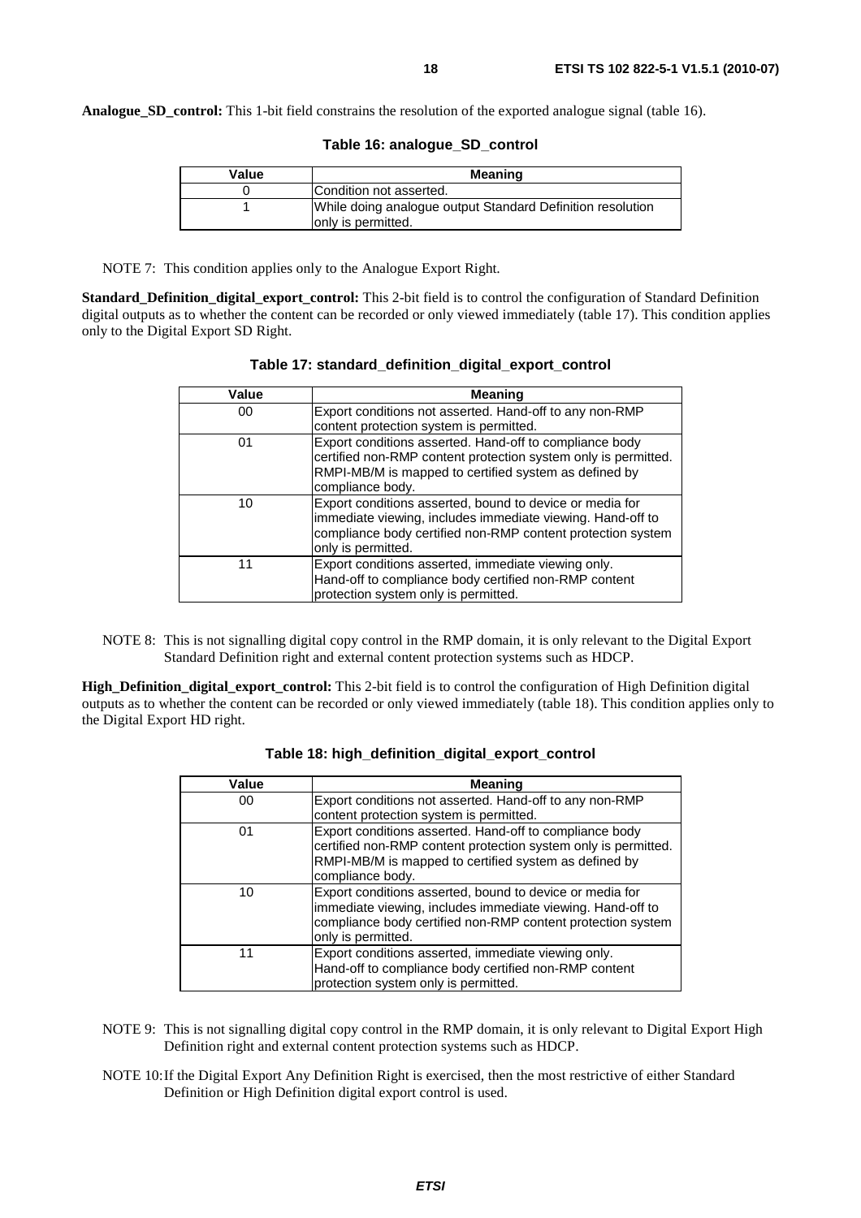**Analogue_SD_control:** This 1-bit field constrains the resolution of the exported analogue signal (table 16).

**Table 16: analogue_SD_control**

| Value | Meaning |
|---|---|
| 0 | Condition not asserted. |
| 1 | While doing analogue output Standard Definition resolution only is permitted. |

NOTE 7: This condition applies only to the Analogue Export Right.

**Standard_Definition_digital_export_control:** This 2-bit field is to control the configuration of Standard Definition digital outputs as to whether the content can be recorded or only viewed immediately (table 17). This condition applies only to the Digital Export SD Right.

**Table 17: standard_definition_digital_export_control**

| Value | Meaning |
|---|---|
| 00 | Export conditions not asserted. Hand-off to any non-RMP content protection system is permitted. |
| 01 | Export conditions asserted. Hand-off to compliance body certified non-RMP content protection system only is permitted. RMPI-MB/M is mapped to certified system as defined by compliance body. |
| 10 | Export conditions asserted, bound to device or media for immediate viewing, includes immediate viewing. Hand-off to compliance body certified non-RMP content protection system only is permitted. |
| 11 | Export conditions asserted, immediate viewing only. Hand-off to compliance body certified non-RMP content protection system only is permitted. |

NOTE 8: This is not signalling digital copy control in the RMP domain, it is only relevant to the Digital Export Standard Definition right and external content protection systems such as HDCP.

**High_Definition_digital_export_control:** This 2-bit field is to control the configuration of High Definition digital outputs as to whether the content can be recorded or only viewed immediately (table 18). This condition applies only to the Digital Export HD right.

**Table 18: high_definition_digital_export_control**

| Value | Meaning |
|---|---|
| 00 | Export conditions not asserted. Hand-off to any non-RMP content protection system is permitted. |
| 01 | Export conditions asserted. Hand-off to compliance body certified non-RMP content protection system only is permitted. RMPI-MB/M is mapped to certified system as defined by compliance body. |
| 10 | Export conditions asserted, bound to device or media for immediate viewing, includes immediate viewing. Hand-off to compliance body certified non-RMP content protection system only is permitted. |
| 11 | Export conditions asserted, immediate viewing only. Hand-off to compliance body certified non-RMP content protection system only is permitted. |

NOTE 9: This is not signalling digital copy control in the RMP domain, it is only relevant to Digital Export High Definition right and external content protection systems such as HDCP.

NOTE 10: If the Digital Export Any Definition Right is exercised, then the most restrictive of either Standard Definition or High Definition digital export control is used.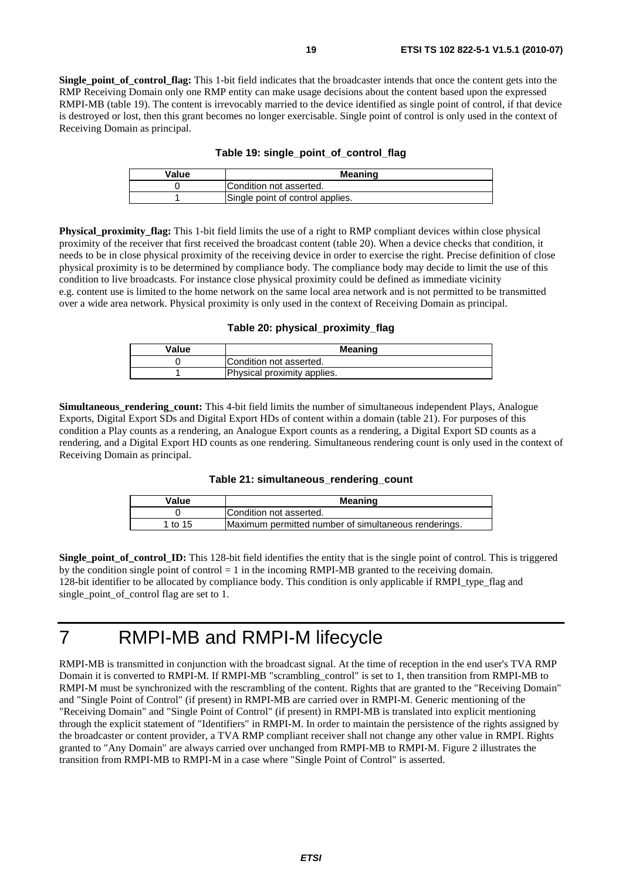**Single_point_of_control_flag:** This 1-bit field indicates that the broadcaster intends that once the content gets into the RMP Receiving Domain only one RMP entity can make usage decisions about the content based upon the expressed RMPI-MB (table 19). The content is irrevocably married to the device identified as single point of control, if that device is destroyed or lost, then this grant becomes no longer exercisable. Single point of control is only used in the context of Receiving Domain as principal.

**Table 19: single_point_of_control_flag**

| Value | Meaning |
|---|---|
| 0 | Condition not asserted. |
| 1 | Single point of control applies. |

**Physical_proximity_flag:** This 1-bit field limits the use of a right to RMP compliant devices within close physical proximity of the receiver that first received the broadcast content (table 20). When a device checks that condition, it needs to be in close physical proximity of the receiving device in order to exercise the right. Precise definition of close physical proximity is to be determined by compliance body. The compliance body may decide to limit the use of this condition to live broadcasts. For instance close physical proximity could be defined as immediate vicinity e.g. content use is limited to the home network on the same local area network and is not permitted to be transmitted over a wide area network. Physical proximity is only used in the context of Receiving Domain as principal.

**Table 20: physical_proximity_flag**

| Value | Meaning |
|---|---|
| 0 | Condition not asserted. |
| 1 | Physical proximity applies. |

**Simultaneous_rendering_count:** This 4-bit field limits the number of simultaneous independent Plays, Analogue Exports, Digital Export SDs and Digital Export HDs of content within a domain (table 21). For purposes of this condition a Play counts as a rendering, an Analogue Export counts as a rendering, a Digital Export SD counts as a rendering, and a Digital Export HD counts as one rendering. Simultaneous rendering count is only used in the context of Receiving Domain as principal.

**Table 21: simultaneous_rendering_count**

| Value | Meaning |
|---|---|
| 0 | Condition not asserted. |
| 1 to 15 | Maximum permitted number of simultaneous renderings. |

**Single_point_of_control_ID:** This 128-bit field identifies the entity that is the single point of control. This is triggered by the condition single point of control = 1 in the incoming RMPI-MB granted to the receiving domain. 128-bit identifier to be allocated by compliance body. This condition is only applicable if RMPI_type_flag and single_point_of_control flag are set to 1.

# 7 RMPI-MB and RMPI-M lifecycle

RMPI-MB is transmitted in conjunction with the broadcast signal. At the time of reception in the end user's TVA RMP Domain it is converted to RMPI-M. If RMPI-MB "scrambling_control" is set to 1, then transition from RMPI-MB to RMPI-M must be synchronized with the rescrambling of the content. Rights that are granted to the "Receiving Domain" and "Single Point of Control" (if present) in RMPI-MB are carried over in RMPI-M. Generic mentioning of the "Receiving Domain" and "Single Point of Control" (if present) in RMPI-MB is translated into explicit mentioning through the explicit statement of "Identifiers" in RMPI-M. In order to maintain the persistence of the rights assigned by the broadcaster or content provider, a TVA RMP compliant receiver shall not change any other value in RMPI. Rights granted to "Any Domain" are always carried over unchanged from RMPI-MB to RMPI-M. Figure 2 illustrates the transition from RMPI-MB to RMPI-M in a case where "Single Point of Control" is asserted.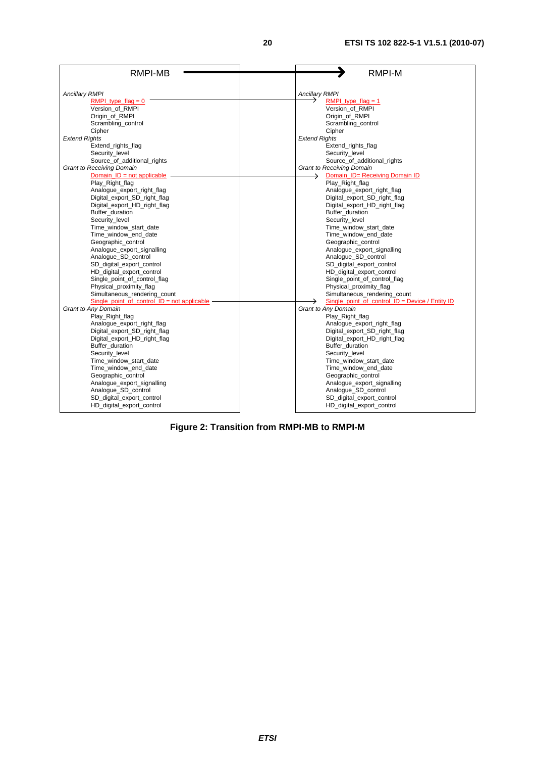| RMPI-MB | → | RMPI-M |
|---|---|---|
| *Ancillary RMPI* | | *Ancillary RMPI* |
| RMPI_type_flag = 0 | → | RMPI_type_flag = 1 |
| Version_of_RMPI | | Version_of_RMPI |
| Origin_of_RMPI | | Origin_of_RMPI |
| Scrambling_control | | Scrambling_control |
| Cipher | | Cipher |
| *Extend Rights* | | *Extend Rights* |
| Extend_rights_flag | | Extend_rights_flag |
| Security_level | | Security_level |
| Source_of_additional_rights | | Source_of_additional_rights |
| *Grant to Receiving Domain* | | *Grant to Receiving Domain* |
| Domain_ID = not applicable | → | Domain_ID= Receiving Domain ID |
| Play_Right_flag | | Play_Right_flag |
| Analogue_export_right_flag | | Analogue_export_right_flag |
| Digital_export_SD_right_flag | | Digital_export_SD_right_flag |
| Digital_export_HD_right_flag | | Digital_export_HD_right_flag |
| Buffer_duration | | Buffer_duration |
| Security_level | | Security_level |
| Time_window_start_date | | Time_window_start_date |
| Time_window_end_date | | Time_window_end_date |
| Geographic_control | | Geographic_control |
| Analogue_export_signalling | | Analogue_export_signalling |
| Analogue_SD_control | | Analogue_SD_control |
| SD_digital_export_control | | SD_digital_export_control |
| HD_digital_export_control | | HD_digital_export_control |
| Single_point_of_control_flag | | Single_point_of_control_flag |
| Physical_proximity_flag | | Physical_proximity_flag |
| Simultaneous_rendering_count | | Simultaneous_rendering_count |
| Single_point_of_control_ID = not applicable | → | Single_point_of_control_ID = Device / Entity ID |
| *Grant to Any Domain* | | *Grant to Any Domain* |
| Play_Right_flag | | Play_Right_flag |
| Analogue_export_right_flag | | Analogue_export_right_flag |
| Digital_export_SD_right_flag | | Digital_export_SD_right_flag |
| Digital_export_HD_right_flag | | Digital_export_HD_right_flag |
| Buffer_duration | | Buffer_duration |
| Security_level | | Security_level |
| Time_window_start_date | | Time_window_start_date |
| Time_window_end_date | | Time_window_end_date |
| Geographic_control | | Geographic_control |
| Analogue_export_signalling | | Analogue_export_signalling |
| Analogue_SD_control | | Analogue_SD_control |
| SD_digital_export_control | | SD_digital_export_control |
| HD_digital_export_control | | HD_digital_export_control |

**Figure 2: Transition from RMPI-MB to RMPI-M**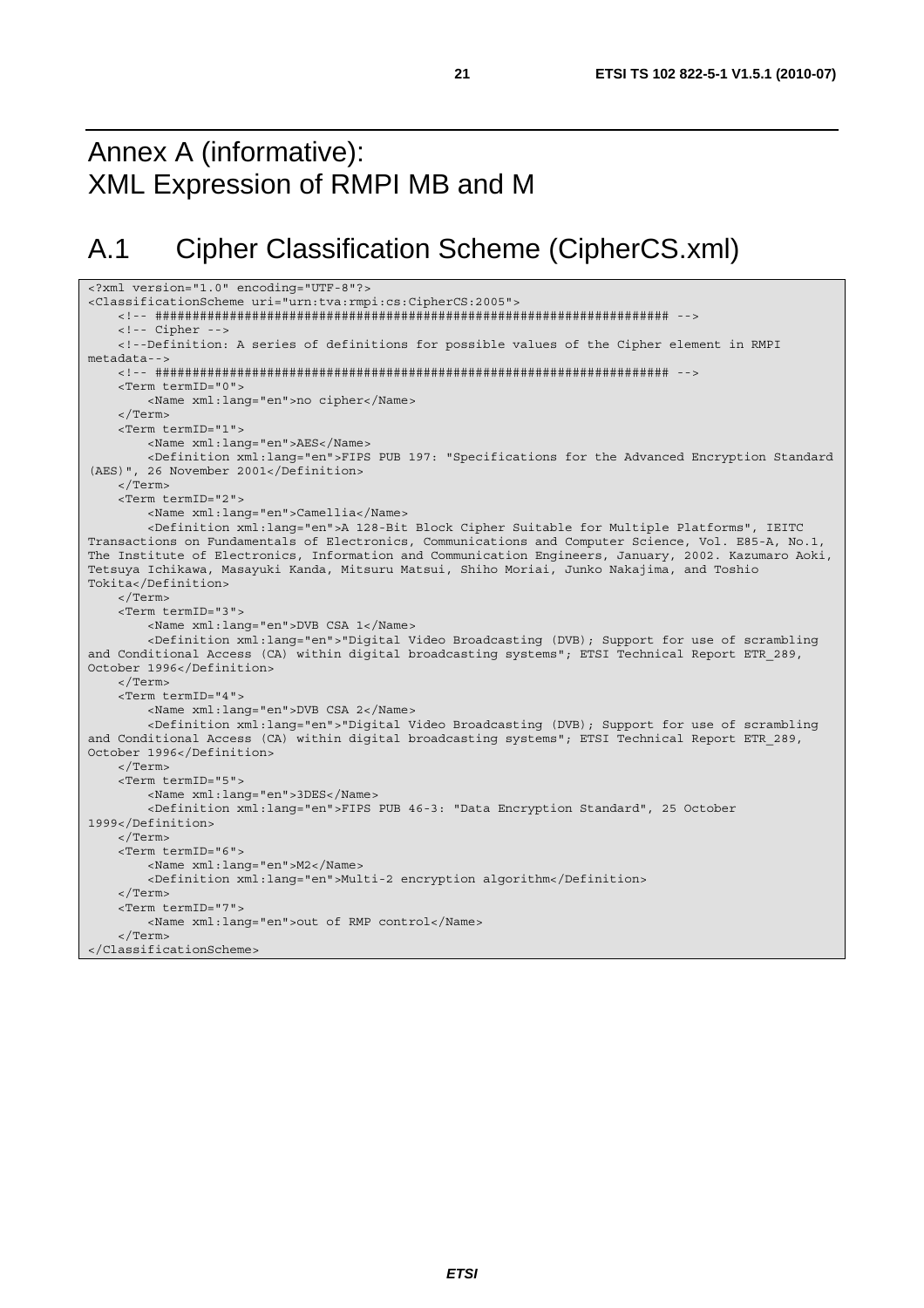# Annex A (informative): XML Expression of RMPI MB and M

## A.1 Cipher Classification Scheme (CipherCS.xml)

```
<?xml version="1.0" encoding="UTF-8"?>
<ClassificationScheme uri="urn:tva:rmpi:cs:CipherCS:2005">
    <!-- ##################################################################### -->
    <!-- Cipher -->
    <!--Definition: A series of definitions for possible values of the Cipher element in RMPI
metadata-->
    <!-- ##################################################################### -->
    <Term termID="0">
        <Name xml:lang="en">no cipher</Name>
    </Term>
    <Term termID="1">
        <Name xml:lang="en">AES</Name>
        <Definition xml:lang="en">FIPS PUB 197: "Specifications for the Advanced Encryption Standard
(AES)", 26 November 2001</Definition>
    </Term>
    <Term termID="2">
        <Name xml:lang="en">Camellia</Name>
        <Definition xml:lang="en">A 128-Bit Block Cipher Suitable for Multiple Platforms", IEITC
Transactions on Fundamentals of Electronics, Communications and Computer Science, Vol. E85-A, No.1,
The Institute of Electronics, Information and Communication Engineers, January, 2002. Kazumaro Aoki,
Tetsuya Ichikawa, Masayuki Kanda, Mitsuru Matsui, Shiho Moriai, Junko Nakajima, and Toshio
Tokita</Definition>
    </Term>
    <Term termID="3">
        <Name xml:lang="en">DVB CSA 1</Name>
        <Definition xml:lang="en">"Digital Video Broadcasting (DVB); Support for use of scrambling
and Conditional Access (CA) within digital broadcasting systems"; ETSI Technical Report ETR_289,
October 1996</Definition>
    </Term>
    <Term termID="4">
        <Name xml:lang="en">DVB CSA 2</Name>
        <Definition xml:lang="en">"Digital Video Broadcasting (DVB); Support for use of scrambling
and Conditional Access (CA) within digital broadcasting systems"; ETSI Technical Report ETR_289,
October 1996</Definition>
    </Term>
    <Term termID="5">
        <Name xml:lang="en">3DES</Name>
        <Definition xml:lang="en">FIPS PUB 46-3: "Data Encryption Standard", 25 October
1999</Definition>
    </Term>
    <Term termID="6">
        <Name xml:lang="en">M2</Name>
        <Definition xml:lang="en">Multi-2 encryption algorithm</Definition>
    </Term>
    <Term termID="7">
        <Name xml:lang="en">out of RMP control</Name>
    </Term>
</ClassificationScheme>
```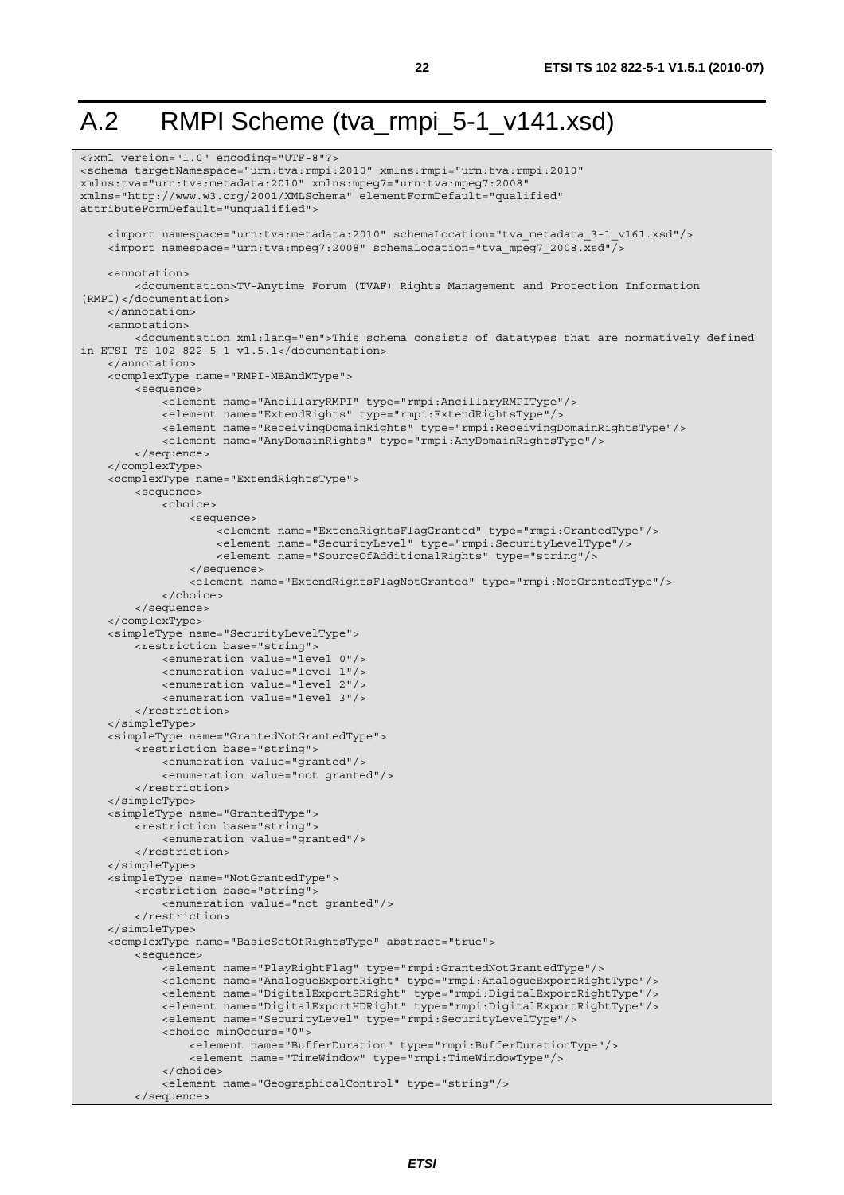# A.2 RMPI Scheme (tva_rmpi_5-1_v141.xsd)

```
<?xml version="1.0" encoding="UTF-8"?>
<schema targetNamespace="urn:tva:rmpi:2010" xmlns:rmpi="urn:tva:rmpi:2010"
xmlns:tva="urn:tva:metadata:2010" xmlns:mpeg7="urn:tva:mpeg7:2008"
xmlns="http://www.w3.org/2001/XMLSchema" elementFormDefault="qualified"
attributeFormDefault="unqualified">

    <import namespace="urn:tva:metadata:2010" schemaLocation="tva_metadata_3-1_v161.xsd"/>
    <import namespace="urn:tva:mpeg7:2008" schemaLocation="tva_mpeg7_2008.xsd"/>

    <annotation>
        <documentation>TV-Anytime Forum (TVAF) Rights Management and Protection Information
(RMPI)</documentation>
    </annotation>
    <annotation>
        <documentation xml:lang="en">This schema consists of datatypes that are normatively defined
in ETSI TS 102 822-5-1 v1.5.1</documentation>
    </annotation>
    <complexType name="RMPI-MBAndMType">
        <sequence>
            <element name="AncillaryRMPI" type="rmpi:AncillaryRMPIType"/>
            <element name="ExtendRights" type="rmpi:ExtendRightsType"/>
            <element name="ReceivingDomainRights" type="rmpi:ReceivingDomainRightsType"/>
            <element name="AnyDomainRights" type="rmpi:AnyDomainRightsType"/>
        </sequence>
    </complexType>
    <complexType name="ExtendRightsType">
        <sequence>
            <choice>
                <sequence>
                    <element name="ExtendRightsFlagGranted" type="rmpi:GrantedType"/>
                    <element name="SecurityLevel" type="rmpi:SecurityLevelType"/>
                    <element name="SourceOfAdditionalRights" type="string"/>
                </sequence>
                <element name="ExtendRightsFlagNotGranted" type="rmpi:NotGrantedType"/>
            </choice>
        </sequence>
    </complexType>
    <simpleType name="SecurityLevelType">
        <restriction base="string">
            <enumeration value="level 0"/>
            <enumeration value="level 1"/>
            <enumeration value="level 2"/>
            <enumeration value="level 3"/>
        </restriction>
    </simpleType>
    <simpleType name="GrantedNotGrantedType">
        <restriction base="string">
            <enumeration value="granted"/>
            <enumeration value="not granted"/>
        </restriction>
    </simpleType>
    <simpleType name="GrantedType">
        <restriction base="string">
            <enumeration value="granted"/>
        </restriction>
    </simpleType>
    <simpleType name="NotGrantedType">
        <restriction base="string">
            <enumeration value="not granted"/>
        </restriction>
    </simpleType>
    <complexType name="BasicSetOfRightsType" abstract="true">
        <sequence>
            <element name="PlayRightFlag" type="rmpi:GrantedNotGrantedType"/>
            <element name="AnalogueExportRight" type="rmpi:AnalogueExportRightType"/>
            <element name="DigitalExportSDRight" type="rmpi:DigitalExportRightType"/>
            <element name="DigitalExportHDRight" type="rmpi:DigitalExportRightType"/>
            <element name="SecurityLevel" type="rmpi:SecurityLevelType"/>
            <choice minOccurs="0">
                <element name="BufferDuration" type="rmpi:BufferDurationType"/>
                <element name="TimeWindow" type="rmpi:TimeWindowType"/>
            </choice>
            <element name="GeographicalControl" type="string"/>
        </sequence>
```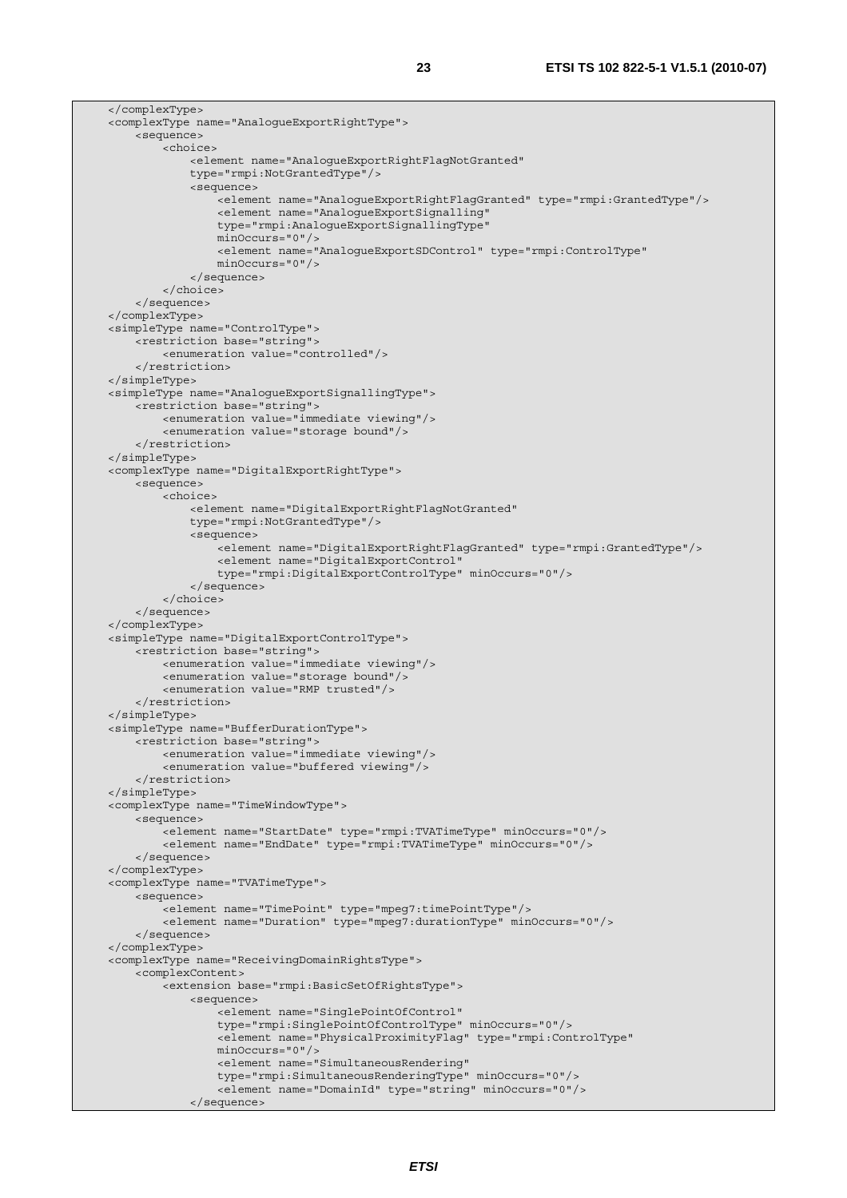```
    </complexType>
    <complexType name="AnalogueExportRightType">
        <sequence>
            <choice>
                <element name="AnalogueExportRightFlagNotGranted"
                type="rmpi:NotGrantedType"/>
                <sequence>
                    <element name="AnalogueExportRightFlagGranted" type="rmpi:GrantedType"/>
                    <element name="AnalogueExportSignalling"
                    type="rmpi:AnalogueExportSignallingType"
                    minOccurs="0"/>
                    <element name="AnalogueExportSDControl" type="rmpi:ControlType"
                    minOccurs="0"/>
                </sequence>
            </choice>
        </sequence>
    </complexType>
    <simpleType name="ControlType">
        <restriction base="string">
            <enumeration value="controlled"/>
        </restriction>
    </simpleType>
    <simpleType name="AnalogueExportSignallingType">
        <restriction base="string">
            <enumeration value="immediate viewing"/>
            <enumeration value="storage bound"/>
        </restriction>
    </simpleType>
    <complexType name="DigitalExportRightType">
        <sequence>
            <choice>
                <element name="DigitalExportRightFlagNotGranted"
                type="rmpi:NotGrantedType"/>
                <sequence>
                    <element name="DigitalExportRightFlagGranted" type="rmpi:GrantedType"/>
                    <element name="DigitalExportControl"
                    type="rmpi:DigitalExportControlType" minOccurs="0"/>
                </sequence>
            </choice>
        </sequence>
    </complexType>
    <simpleType name="DigitalExportControlType">
        <restriction base="string">
            <enumeration value="immediate viewing"/>
            <enumeration value="storage bound"/>
            <enumeration value="RMP trusted"/>
        </restriction>
    </simpleType>
    <simpleType name="BufferDurationType">
        <restriction base="string">
            <enumeration value="immediate viewing"/>
            <enumeration value="buffered viewing"/>
        </restriction>
    </simpleType>
    <complexType name="TimeWindowType">
        <sequence>
            <element name="StartDate" type="rmpi:TVATimeType" minOccurs="0"/>
            <element name="EndDate" type="rmpi:TVATimeType" minOccurs="0"/>
        </sequence>
    </complexType>
    <complexType name="TVATimeType">
        <sequence>
            <element name="TimePoint" type="mpeg7:timePointType"/>
            <element name="Duration" type="mpeg7:durationType" minOccurs="0"/>
        </sequence>
    </complexType>
    <complexType name="ReceivingDomainRightsType">
        <complexContent>
            <extension base="rmpi:BasicSetOfRightsType">
                <sequence>
                    <element name="SinglePointOfControl"
                    type="rmpi:SinglePointOfControlType" minOccurs="0"/>
                    <element name="PhysicalProximityFlag" type="rmpi:ControlType"
                    minOccurs="0"/>
                    <element name="SimultaneousRendering"
                    type="rmpi:SimultaneousRenderingType" minOccurs="0"/>
                    <element name="DomainId" type="string" minOccurs="0"/>
                </sequence>
```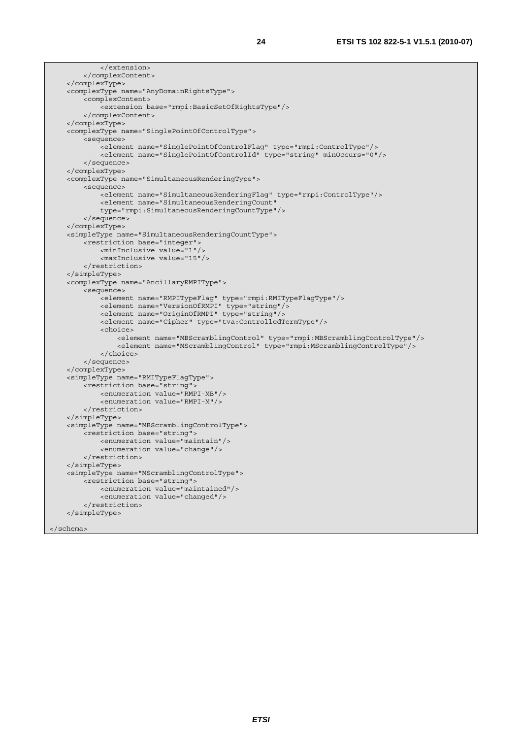```
            </extension>
        </complexContent>
    </complexType>
    <complexType name="AnyDomainRightsType">
        <complexContent>
            <extension base="rmpi:BasicSetOfRightsType"/>
        </complexContent>
    </complexType>
    <complexType name="SinglePointOfControlType">
        <sequence>
            <element name="SinglePointOfControlFlag" type="rmpi:ControlType"/>
            <element name="SinglePointOfControlId" type="string" minOccurs="0"/>
        </sequence>
    </complexType>
    <complexType name="SimultaneousRenderingType">
        <sequence>
            <element name="SimultaneousRenderingFlag" type="rmpi:ControlType"/>
            <element name="SimultaneousRenderingCount"
            type="rmpi:SimultaneousRenderingCountType"/>
        </sequence>
    </complexType>
    <simpleType name="SimultaneousRenderingCountType">
        <restriction base="integer">
            <minInclusive value="1"/>
            <maxInclusive value="15"/>
        </restriction>
    </simpleType>
    <complexType name="AncillaryRMPIType">
        <sequence>
            <element name="RMPITypeFlag" type="rmpi:RMITypeFlagType"/>
            <element name="VersionOfRMPI" type="string"/>
            <element name="OriginOfRMPI" type="string"/>
            <element name="Cipher" type="tva:ControlledTermType"/>
            <choice>
                <element name="MBScramblingControl" type="rmpi:MBScramblingControlType"/>
                <element name="MScramblingControl" type="rmpi:MScramblingControlType"/>
            </choice>
        </sequence>
    </complexType>
    <simpleType name="RMITypeFlagType">
        <restriction base="string">
            <enumeration value="RMPI-MB"/>
            <enumeration value="RMPI-M"/>
        </restriction>
    </simpleType>
    <simpleType name="MBScramblingControlType">
        <restriction base="string">
            <enumeration value="maintain"/>
            <enumeration value="change"/>
        </restriction>
    </simpleType>
    <simpleType name="MScramblingControlType">
        <restriction base="string">
            <enumeration value="maintained"/>
            <enumeration value="changed"/>
        </restriction>
    </simpleType>

</schema>
```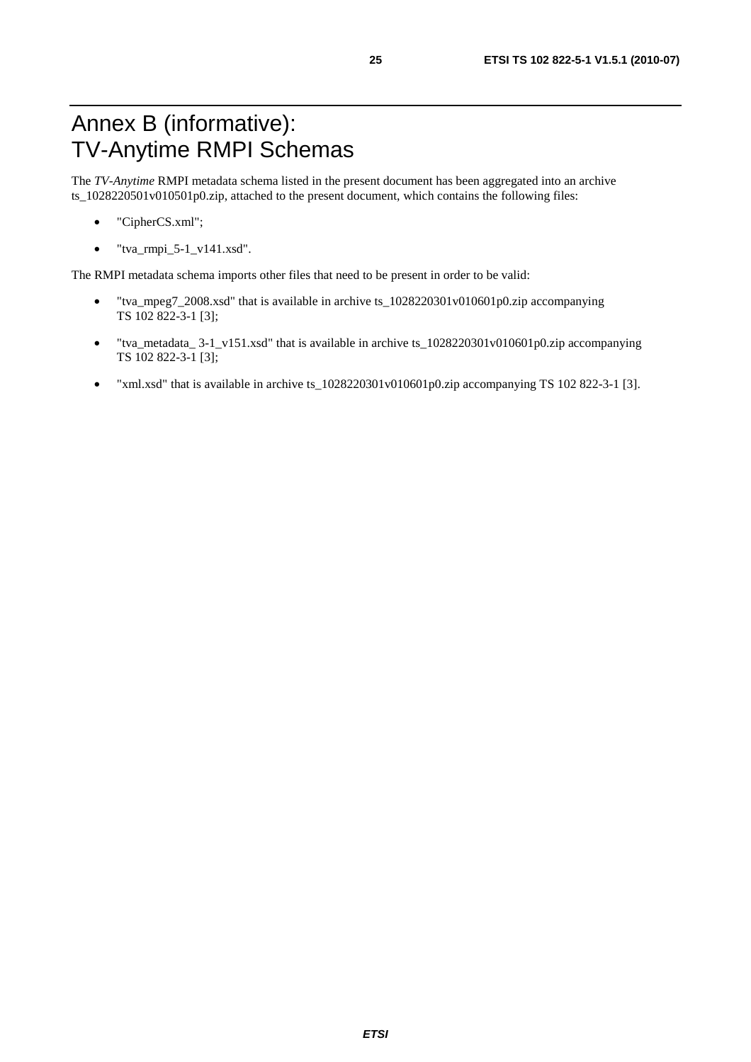# Annex B (informative): TV-Anytime RMPI Schemas

The *TV-Anytime* RMPI metadata schema listed in the present document has been aggregated into an archive ts_1028220501v010501p0.zip, attached to the present document, which contains the following files:

- "CipherCS.xml";
- "tva_rmpi_5-1_v141.xsd".

The RMPI metadata schema imports other files that need to be present in order to be valid:

- "tva_mpeg7_2008.xsd" that is available in archive ts_1028220301v010601p0.zip accompanying TS 102 822-3-1 [3];
- "tva_metadata_ 3-1_v151.xsd" that is available in archive ts_1028220301v010601p0.zip accompanying TS 102 822-3-1 [3];
- "xml.xsd" that is available in archive ts_1028220301v010601p0.zip accompanying TS 102 822-3-1 [3].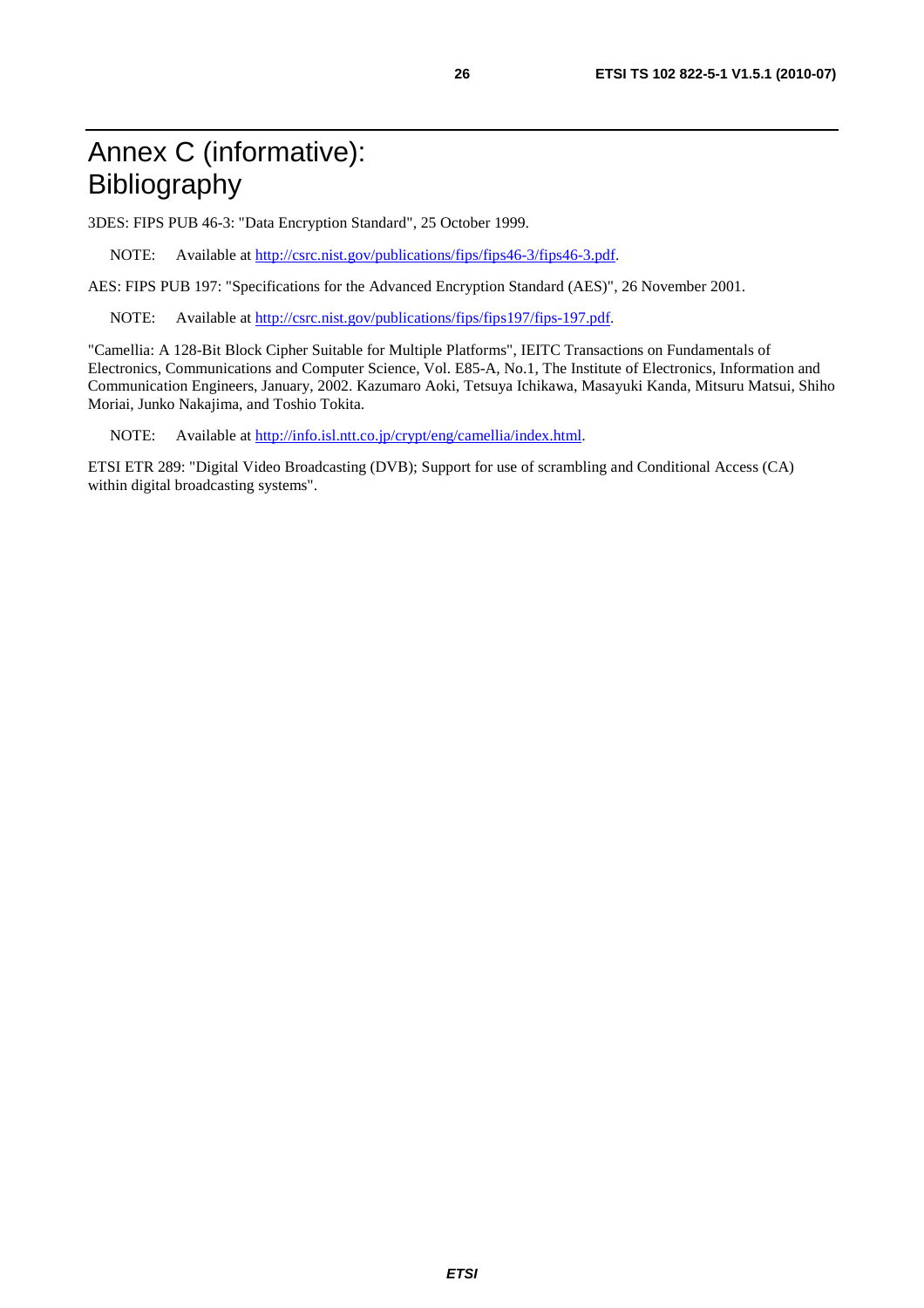# Annex C (informative): Bibliography

3DES: FIPS PUB 46-3: "Data Encryption Standard", 25 October 1999.

NOTE: Available at http://csrc.nist.gov/publications/fips/fips46-3/fips46-3.pdf.

AES: FIPS PUB 197: "Specifications for the Advanced Encryption Standard (AES)", 26 November 2001.

NOTE: Available at http://csrc.nist.gov/publications/fips/fips197/fips-197.pdf.

"Camellia: A 128-Bit Block Cipher Suitable for Multiple Platforms", IEITC Transactions on Fundamentals of Electronics, Communications and Computer Science, Vol. E85-A, No.1, The Institute of Electronics, Information and Communication Engineers, January, 2002. Kazumaro Aoki, Tetsuya Ichikawa, Masayuki Kanda, Mitsuru Matsui, Shiho Moriai, Junko Nakajima, and Toshio Tokita.

NOTE: Available at http://info.isl.ntt.co.jp/crypt/eng/camellia/index.html.

ETSI ETR 289: "Digital Video Broadcasting (DVB); Support for use of scrambling and Conditional Access (CA) within digital broadcasting systems".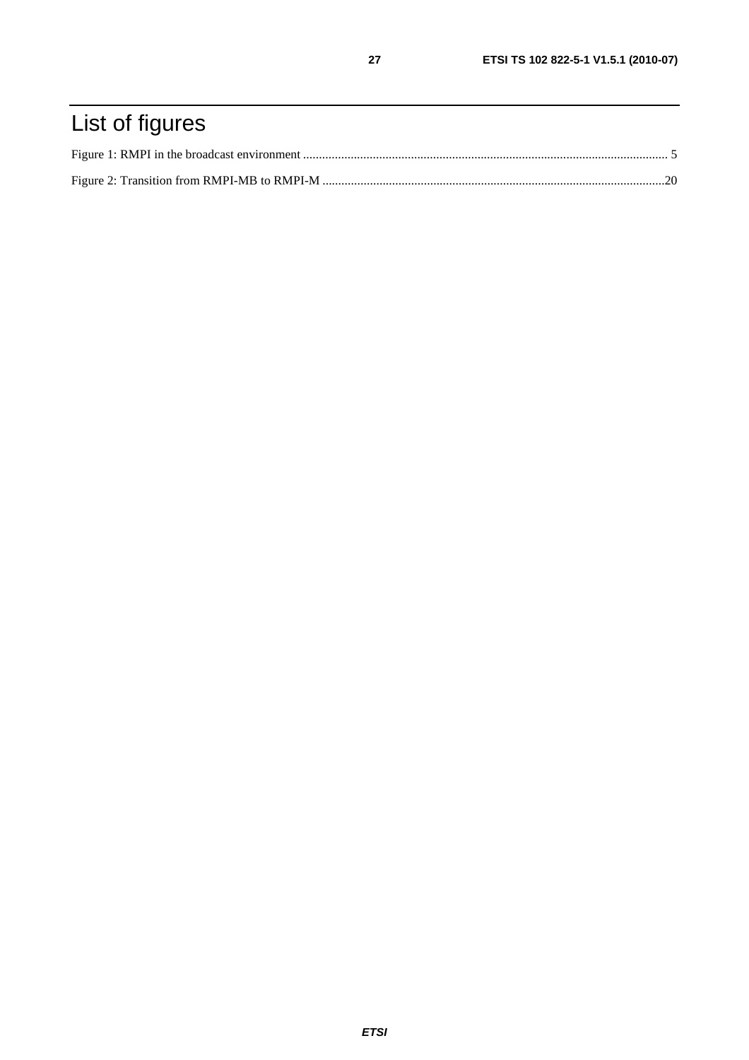# List of figures

Figure 1: RMPI in the broadcast environment ................................................................................................................... 5

Figure 2: Transition from RMPI-MB to RMPI-M ...........................................................................................................20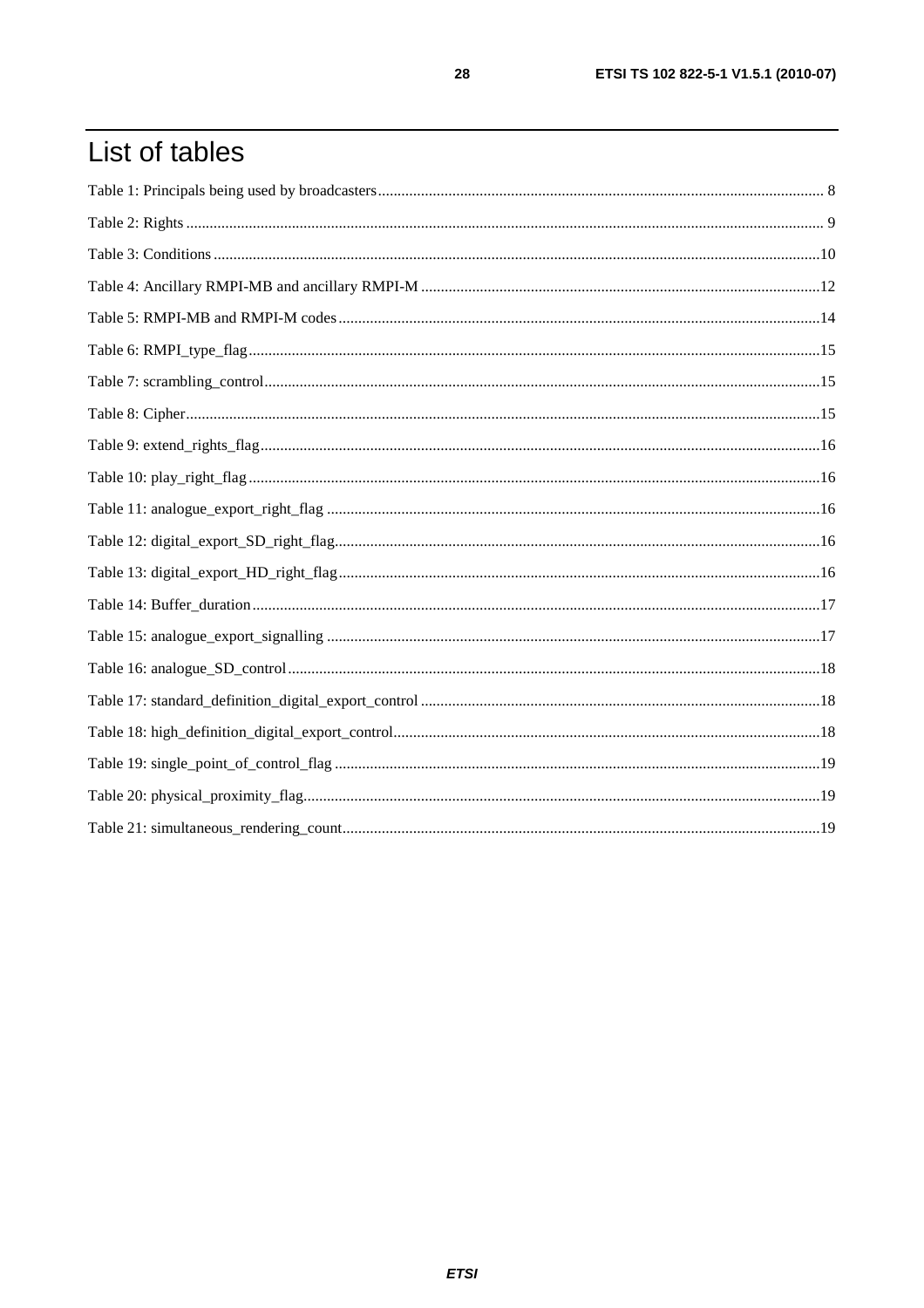# List of tables

Table 1: Principals being used by broadcasters ................................................................................................................. 8

Table 2: Rights ................................................................................................................................................................... 9

Table 3: Conditions .......................................................................................................................................................... 10

Table 4: Ancillary RMPI-MB and ancillary RMPI-M ...................................................................................................... 12

Table 5: RMPI-MB and RMPI-M codes ........................................................................................................................... 14

Table 6: RMPI_type_flag .................................................................................................................................................. 15

Table 7: scrambling_control .............................................................................................................................................. 15

Table 8: Cipher .................................................................................................................................................................. 15

Table 9: extend_rights_flag ............................................................................................................................................... 16

Table 10: play_right_flag .................................................................................................................................................. 16

Table 11: analogue_export_right_flag .............................................................................................................................. 16

Table 12: digital_export_SD_right_flag ............................................................................................................................. 16

Table 13: digital_export_HD_right_flag ............................................................................................................................ 16

Table 14: Buffer_duration .................................................................................................................................................. 17

Table 15: analogue_export_signalling .............................................................................................................................. 17

Table 16: analogue_SD_control ........................................................................................................................................ 18

Table 17: standard_definition_digital_export_control ...................................................................................................... 18

Table 18: high_definition_digital_export_control ............................................................................................................. 18

Table 19: single_point_of_control_flag ............................................................................................................................ 19

Table 20: physical_proximity_flag .................................................................................................................................... 19

Table 21: simultaneous_rendering_count .......................................................................................................................... 19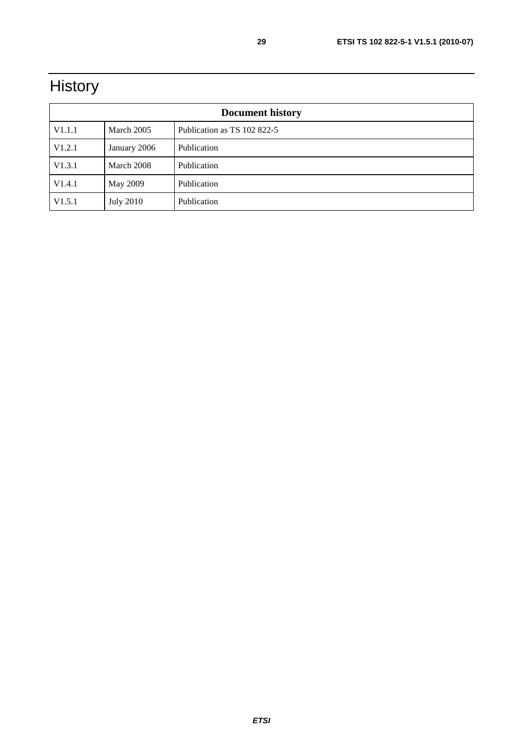# History

| Document history | | |
|---|---|---|
| V1.1.1 | March 2005 | Publication as TS 102 822-5 |
| V1.2.1 | January 2006 | Publication |
| V1.3.1 | March 2008 | Publication |
| V1.4.1 | May 2009 | Publication |
| V1.5.1 | July 2010 | Publication |